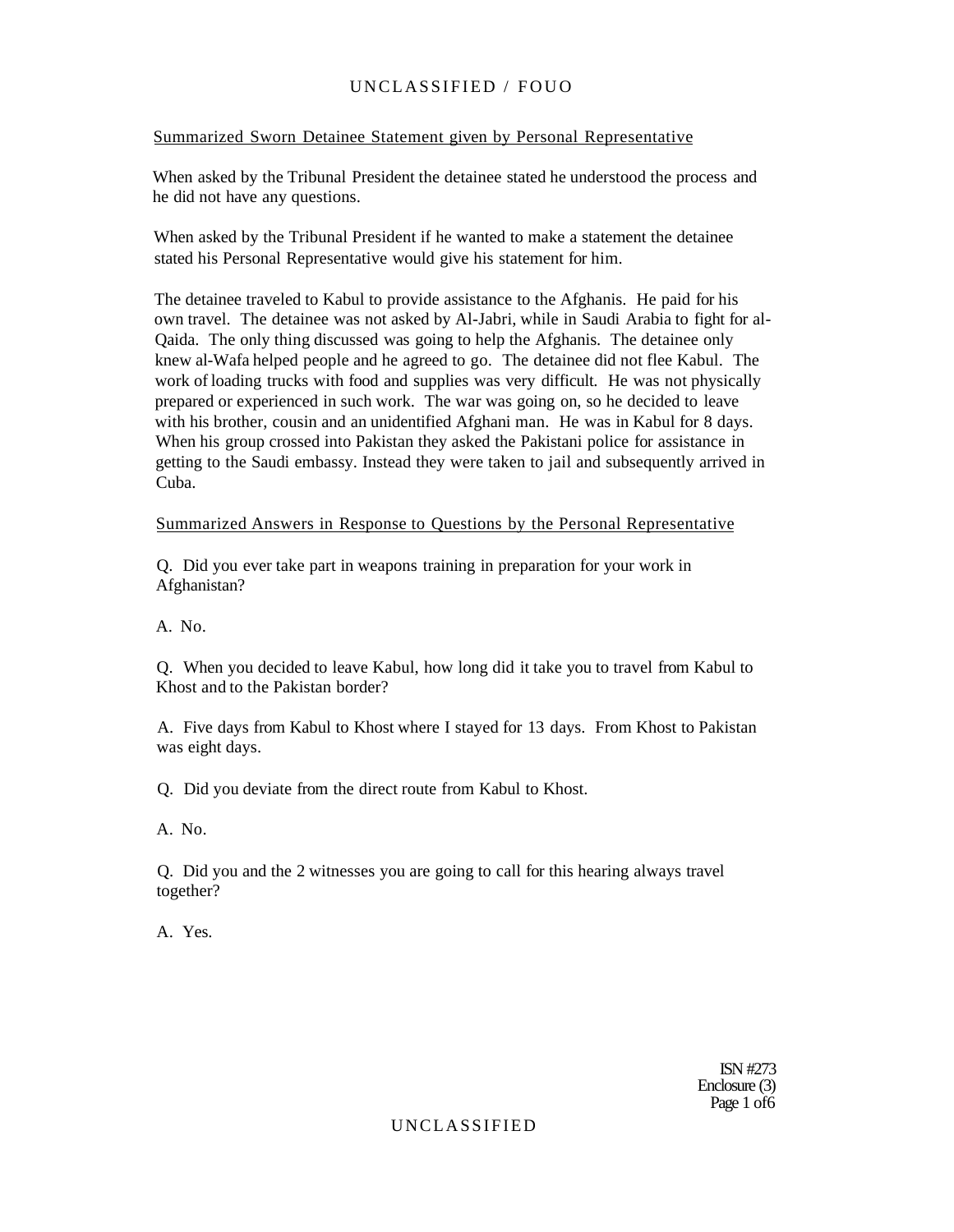Summarized Sworn Detainee Statement given by Personal Representative

When asked by the Tribunal President the detainee stated he understood the process and he did not have any questions.

When asked by the Tribunal President if he wanted to make a statement the detainee stated his Personal Representative would give his statement for him.

The detainee traveled to Kabul to provide assistance to the Afghanis. He paid for his own travel. The detainee was not asked by Al-Jabri, while in Saudi Arabia to fight for al-Qaida. The only thing discussed was going to help the Afghanis. The detainee only knew al-Wafa helped people and he agreed to go. The detainee did not flee Kabul. The work of loading trucks with food and supplies was very difficult. He was not physically prepared or experienced in such work. The war was going on, so he decided to leave with his brother, cousin and an unidentified Afghani man. He was in Kabul for 8 days. When his group crossed into Pakistan they asked the Pakistani police for assistance in getting to the Saudi embassy. Instead they were taken to jail and subsequently arrived in Cuba.

Summarized Answers in Response to Questions by the Personal Representative

Q. Did you ever take part in weapons training in preparation for your work in Afghanistan?

A. No.

Q. When you decided to leave Kabul, how long did it take you to travel from Kabul to Khost and to the Pakistan border?

A. Five days from Kabul to Khost where I stayed for 13 days. From Khost to Pakistan was eight days.

Q. Did you deviate from the direct route from Kabul to Khost.

A. No.

Q. Did you and the 2 witnesses you are going to call for this hearing always travel together?

A. Yes.

ISN #273
Enclosure (3)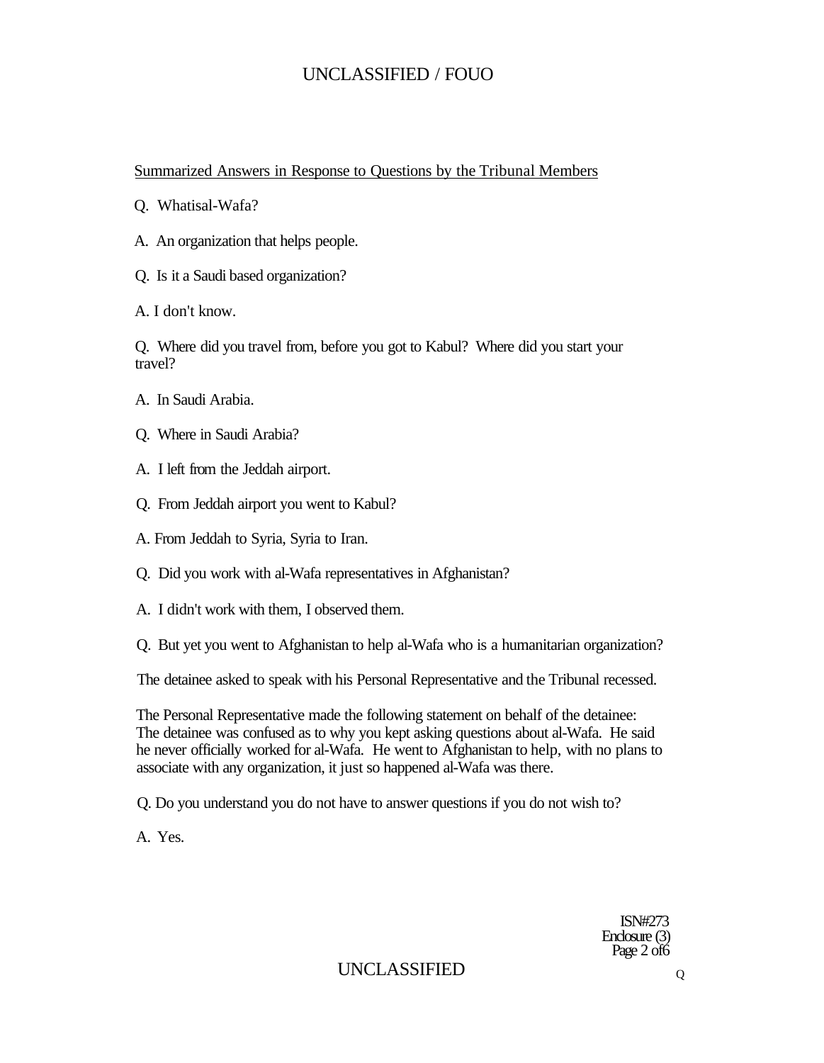Summarized Answers in Response to Questions by the Tribunal Members

Q. Whatisal-Wafa?

A. An organization that helps people.

Q. Is it a Saudi based organization?

A. I don't know.

Q. Where did you travel from, before you got to Kabul? Where did you start your travel?

A. In Saudi Arabia.

Q. Where in Saudi Arabia?

A. I left from the Jeddah airport.

Q. From Jeddah airport you went to Kabul?

A. From Jeddah to Syria, Syria to Iran.

Q. Did you work with al-Wafa representatives in Afghanistan?

A. I didn't work with them, I observed them.

Q. But yet you went to Afghanistan to help al-Wafa who is a humanitarian organization?

The detainee asked to speak with his Personal Representative and the Tribunal recessed.

The Personal Representative made the following statement on behalf of the detainee: The detainee was confused as to why you kept asking questions about al-Wafa. He said he never officially worked for al-Wafa. He went to Afghanistan to help, with no plans to associate with any organization, it just so happened al-Wafa was there.

Q. Do you understand you do not have to answer questions if you do not wish to?

A. Yes.

ISN#273
Enclosure (3)
Page 2 of6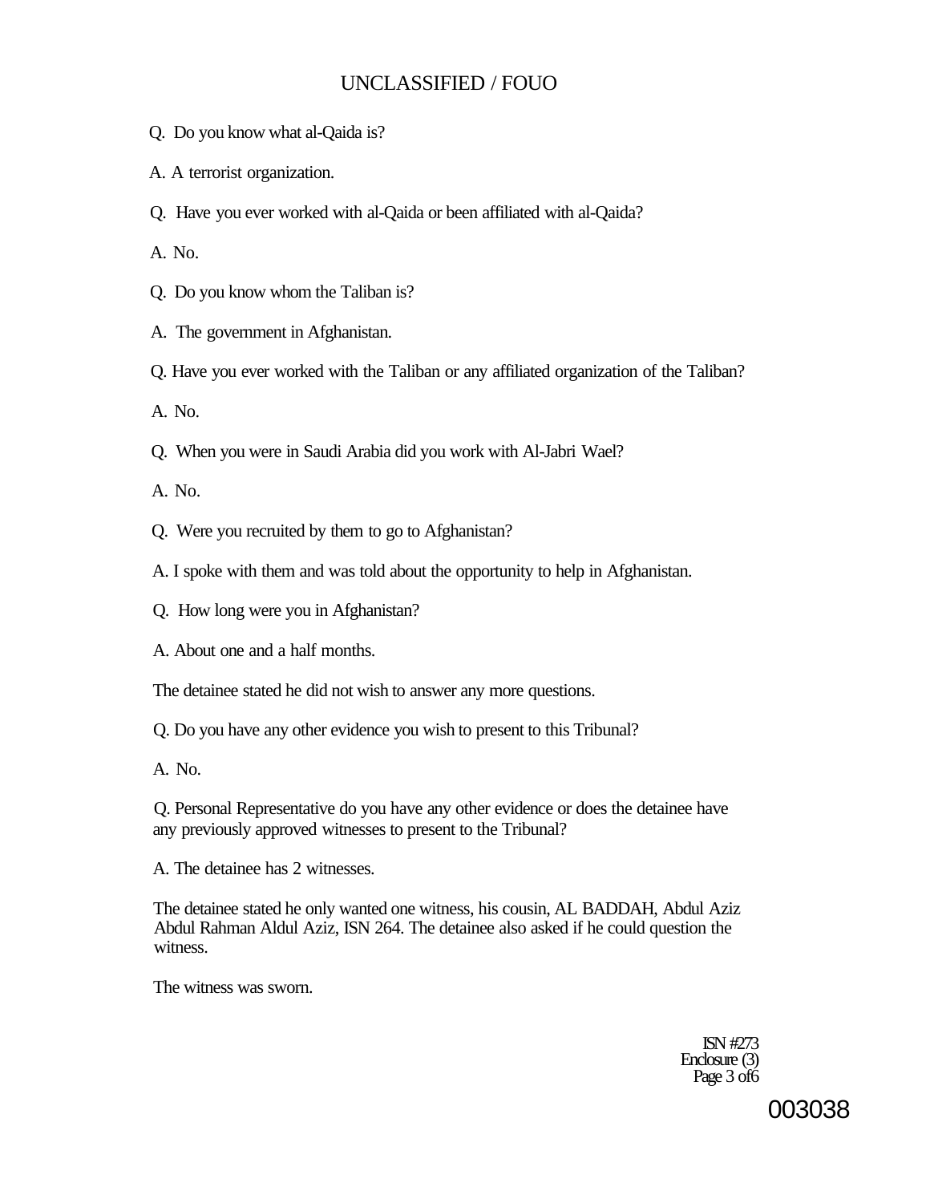Q. Do you know what al-Qaida is?

A. A terrorist organization.

Q. Have you ever worked with al-Qaida or been affiliated with al-Qaida?

A. No.

Q. Do you know whom the Taliban is?

A. The government in Afghanistan.

Q. Have you ever worked with the Taliban or any affiliated organization of the Taliban?

A. No.

Q. When you were in Saudi Arabia did you work with Al-Jabri Wael?

A. No.

Q. Were you recruited by them to go to Afghanistan?

A. I spoke with them and was told about the opportunity to help in Afghanistan.

Q. How long were you in Afghanistan?

A. About one and a half months.

The detainee stated he did not wish to answer any more questions.

Q. Do you have any other evidence you wish to present to this Tribunal?

A. No.

Q. Personal Representative do you have any other evidence or does the detainee have any previously approved witnesses to present to the Tribunal?

A. The detainee has 2 witnesses.

The detainee stated he only wanted one witness, his cousin, AL BADDAH, Abdul Aziz Abdul Rahman Aldul Aziz, ISN 264. The detainee also asked if he could question the witness.

The witness was sworn.

ISN #273
Enclosure (3)
Page 3 of 6

003038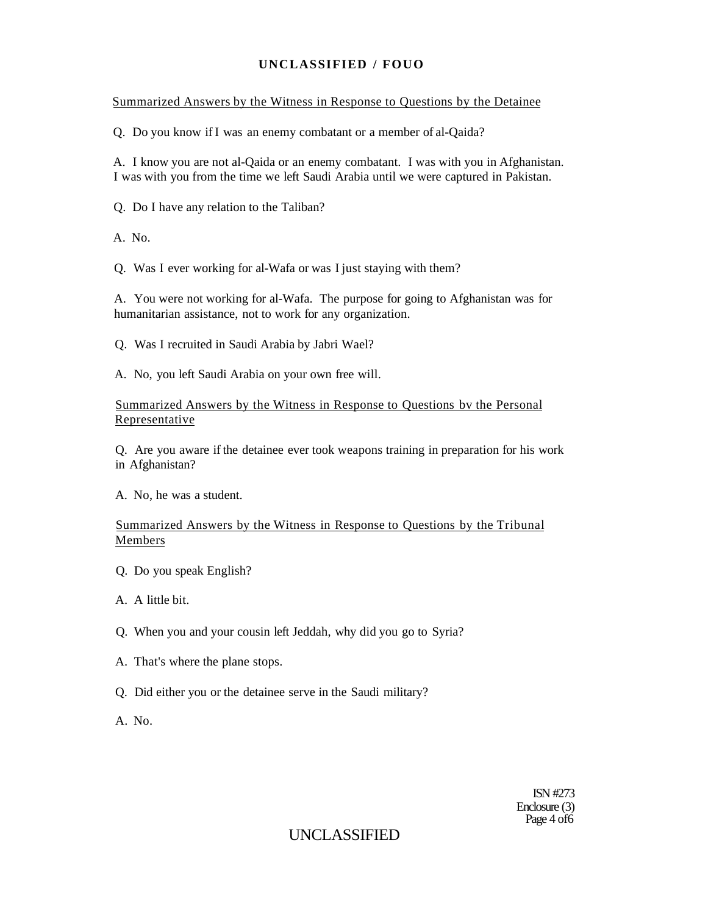Summarized Answers by the Witness in Response to Questions by the Detainee

Q. Do you know if I was an enemy combatant or a member of al-Qaida?

A. I know you are not al-Qaida or an enemy combatant. I was with you in Afghanistan. I was with you from the time we left Saudi Arabia until we were captured in Pakistan.

Q. Do I have any relation to the Taliban?

A. No.

Q. Was I ever working for al-Wafa or was I just staying with them?

A. You were not working for al-Wafa. The purpose for going to Afghanistan was for humanitarian assistance, not to work for any organization.

Q. Was I recruited in Saudi Arabia by Jabri Wael?

A. No, you left Saudi Arabia on your own free will.

Summarized Answers by the Witness in Response to Questions bv the Personal Representative

Q. Are you aware if the detainee ever took weapons training in preparation for his work in Afghanistan?

A. No, he was a student.

Summarized Answers by the Witness in Response to Questions by the Tribunal Members

Q. Do you speak English?

A. A little bit.

Q. When you and your cousin left Jeddah, why did you go to Syria?

A. That's where the plane stops.

Q. Did either you or the detainee serve in the Saudi military?

A. No.

ISN #273
Enclosure (3)
Page 4 of6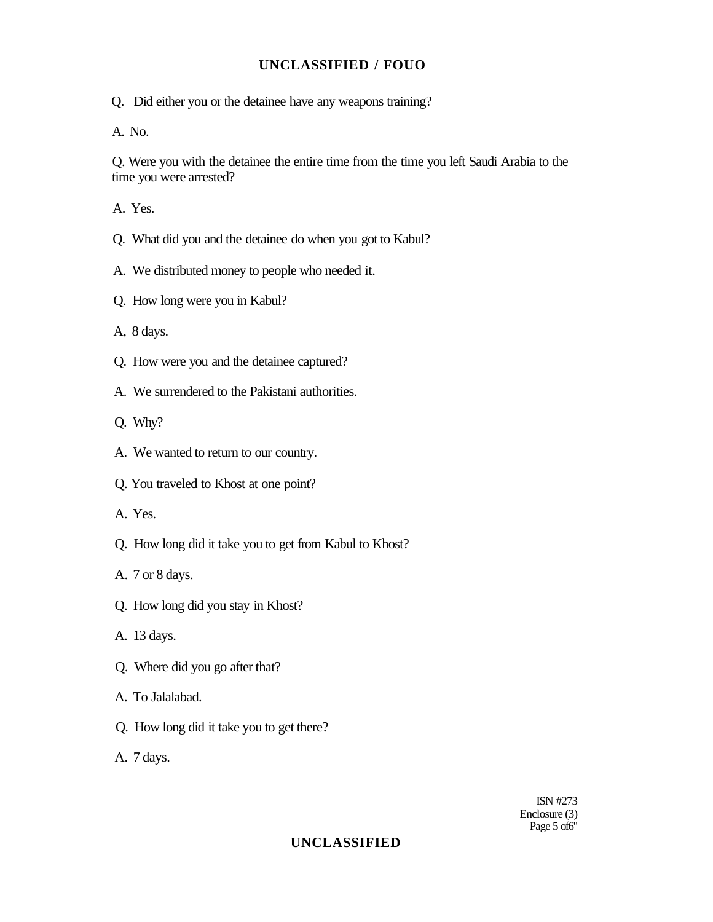Q. Did either you or the detainee have any weapons training?

A. No.

Q. Were you with the detainee the entire time from the time you left Saudi Arabia to the time you were arrested?

A. Yes.

Q. What did you and the detainee do when you got to Kabul?

A. We distributed money to people who needed it.

Q. How long were you in Kabul?

A, 8 days.

Q. How were you and the detainee captured?

A. We surrendered to the Pakistani authorities.

Q. Why?

A. We wanted to return to our country.

Q. You traveled to Khost at one point?

A. Yes.

Q. How long did it take you to get from Kabul to Khost?

A. 7 or 8 days.

Q. How long did you stay in Khost?

A. 13 days.

Q. Where did you go after that?

A. To Jalalabad.

Q. How long did it take you to get there?

A. 7 days.

ISN #273
Enclosure (3)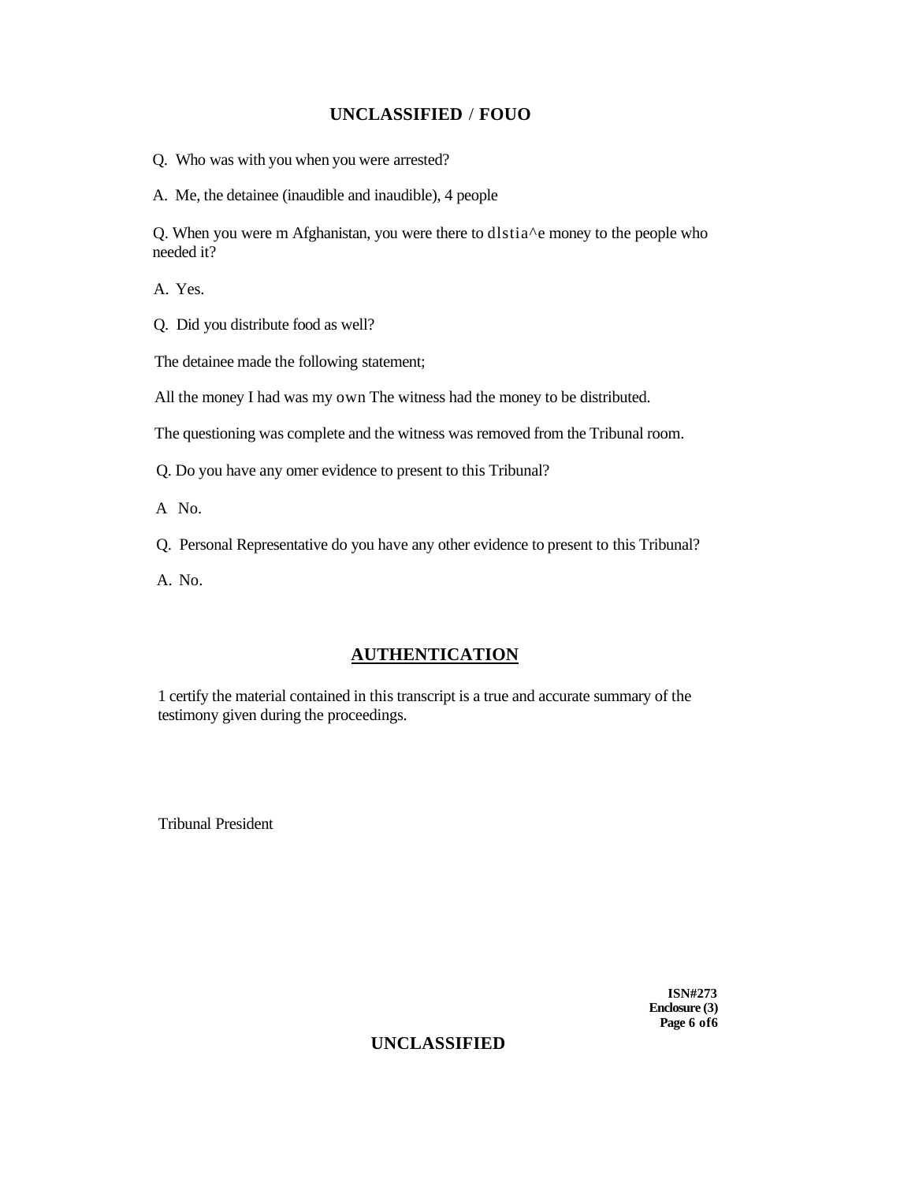Q. Who was with you when you were arrested?

A. Me, the detainee (inaudible and inaudible), 4 people

Q. When you were m Afghanistan, you were there to dlstia^e money to the people who needed it?

A. Yes.

Q. Did you distribute food as well?

The detainee made the following statement;

All the money I had was my own The witness had the money to be distributed.

The questioning was complete and the witness was removed from the Tribunal room.

Q. Do you have any omer evidence to present to this Tribunal?

A No.

Q. Personal Representative do you have any other evidence to present to this Tribunal?

A. No.

## AUTHENTICATION

1 certify the material contained in this transcript is a true and accurate summary of the testimony given during the proceedings.

Tribunal President

**ISN#273**
**Enclosure (3)**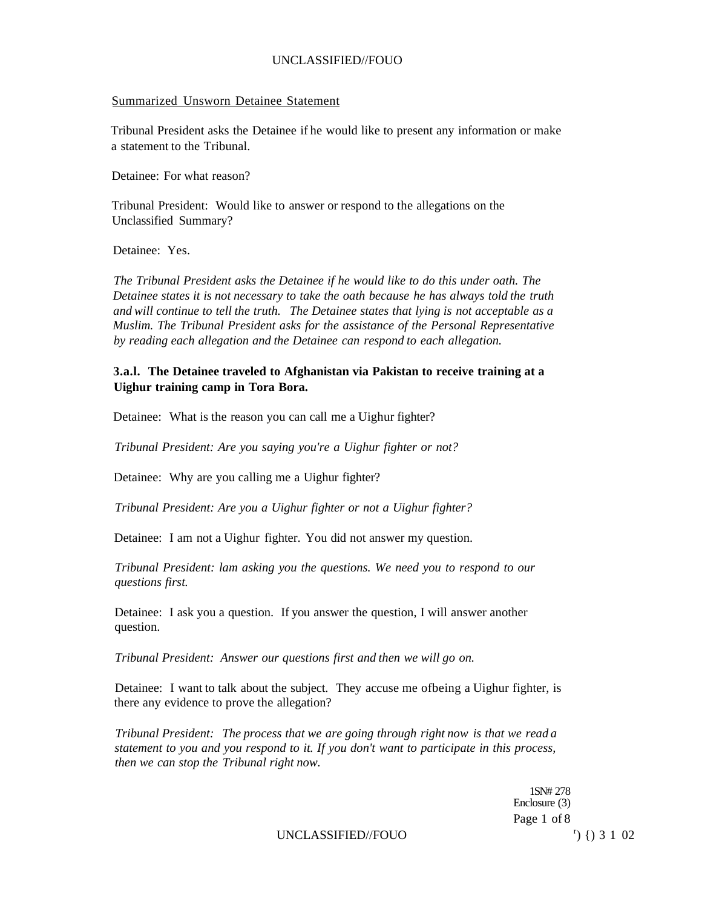Summarized Unsworn Detainee Statement

Tribunal President asks the Detainee if he would like to present any information or make a statement to the Tribunal.

Detainee: For what reason?

Tribunal President: Would like to answer or respond to the allegations on the Unclassified Summary?

Detainee: Yes.

*The Tribunal President asks the Detainee if he would like to do this under oath. The Detainee states it is not necessary to take the oath because he has always told the truth and will continue to tell the truth. The Detainee states that lying is not acceptable as a Muslim. The Tribunal President asks for the assistance of the Personal Representative by reading each allegation and the Detainee can respond to each allegation.*

**3.a.l. The Detainee traveled to Afghanistan via Pakistan to receive training at a Uighur training camp in Tora Bora.**

Detainee: What is the reason you can call me a Uighur fighter?

*Tribunal President: Are you saying you're a Uighur fighter or not?*

Detainee: Why are you calling me a Uighur fighter?

*Tribunal President: Are you a Uighur fighter or not a Uighur fighter?*

Detainee: I am not a Uighur fighter. You did not answer my question.

*Tribunal President: lam asking you the questions. We need you to respond to our questions first.*

Detainee: I ask you a question. If you answer the question, I will answer another question.

*Tribunal President: Answer our questions first and then we will go on.*

Detainee: I want to talk about the subject. They accuse me ofbeing a Uighur fighter, is there any evidence to prove the allegation?

*Tribunal President: The process that we are going through right now is that we read a statement to you and you respond to it. If you don't want to participate in this process, then we can stop the Tribunal right now.*

1SN# 278
Enclosure (3)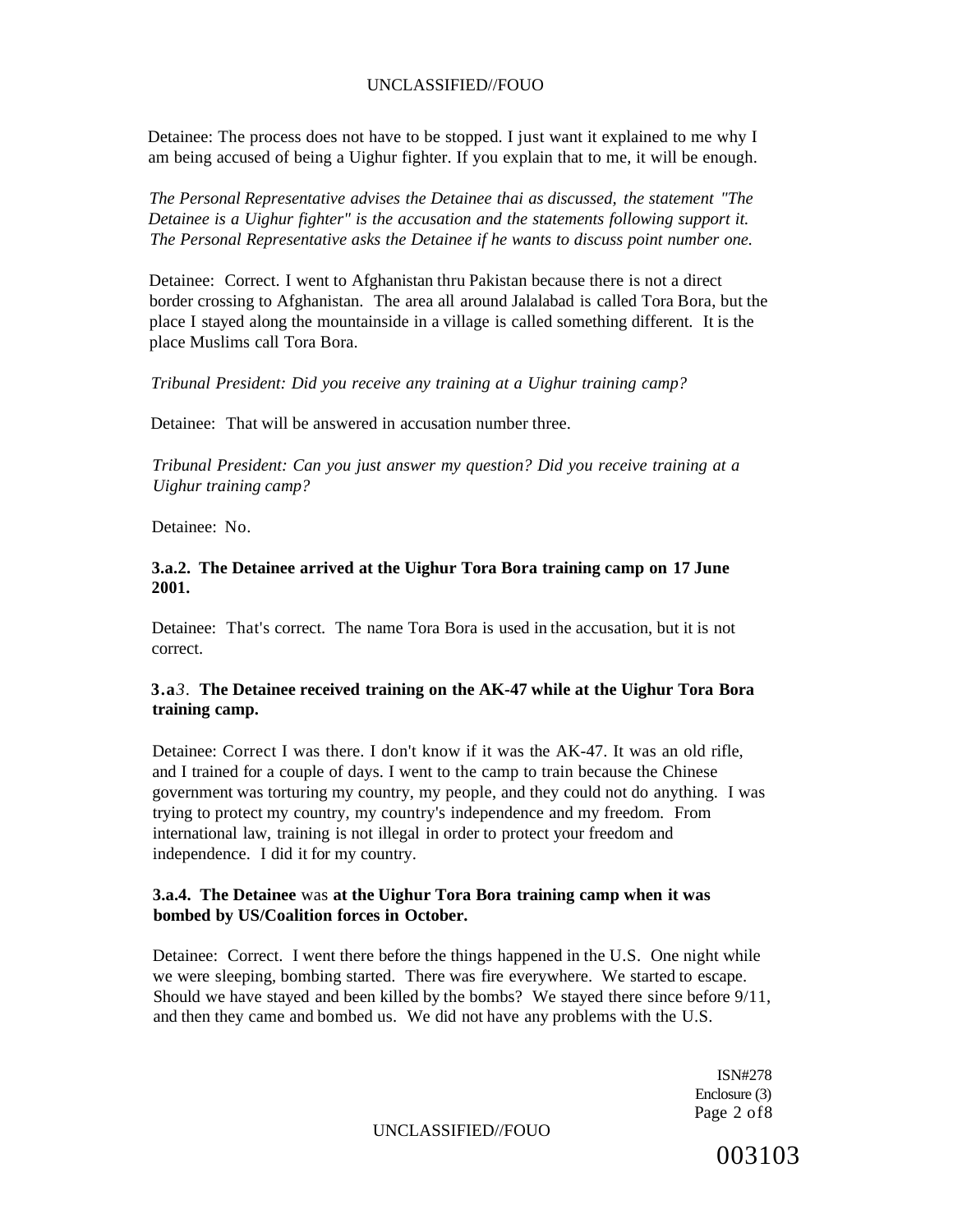Detainee: The process does not have to be stopped. I just want it explained to me why I am being accused of being a Uighur fighter. If you explain that to me, it will be enough.

*The Personal Representative advises the Detainee thai as discussed, the statement "The Detainee is a Uighur fighter" is the accusation and the statements following support it. The Personal Representative asks the Detainee if he wants to discuss point number one.*

Detainee: Correct. I went to Afghanistan thru Pakistan because there is not a direct border crossing to Afghanistan. The area all around Jalalabad is called Tora Bora, but the place I stayed along the mountainside in a village is called something different. It is the place Muslims call Tora Bora.

*Tribunal President: Did you receive any training at a Uighur training camp?*

Detainee: That will be answered in accusation number three.

*Tribunal President: Can you just answer my question? Did you receive training at a Uighur training camp?*

Detainee: No.

**3.a.2. The Detainee arrived at the Uighur Tora Bora training camp on 17 June 2001.**

Detainee: That's correct. The name Tora Bora is used in the accusation, but it is not correct.

**3.a*3*. The Detainee received training on the AK-47 while at the Uighur Tora Bora training camp.**

Detainee: Correct I was there. I don't know if it was the AK-47. It was an old rifle, and I trained for a couple of days. I went to the camp to train because the Chinese government was torturing my country, my people, and they could not do anything. I was trying to protect my country, my country's independence and my freedom. From international law, training is not illegal in order to protect your freedom and independence. I did it for my country.

**3.a.4. The Detainee** was **at the Uighur Tora Bora training camp when it was bombed by US/Coalition forces in October.**

Detainee: Correct. I went there before the things happened in the U.S. One night while we were sleeping, bombing started. There was fire everywhere. We started to escape. Should we have stayed and been killed by the bombs? We stayed there since before 9/11, and then they came and bombed us. We did not have any problems with the U.S.

ISN#278
Enclosure (3)
Page 2 of8

003103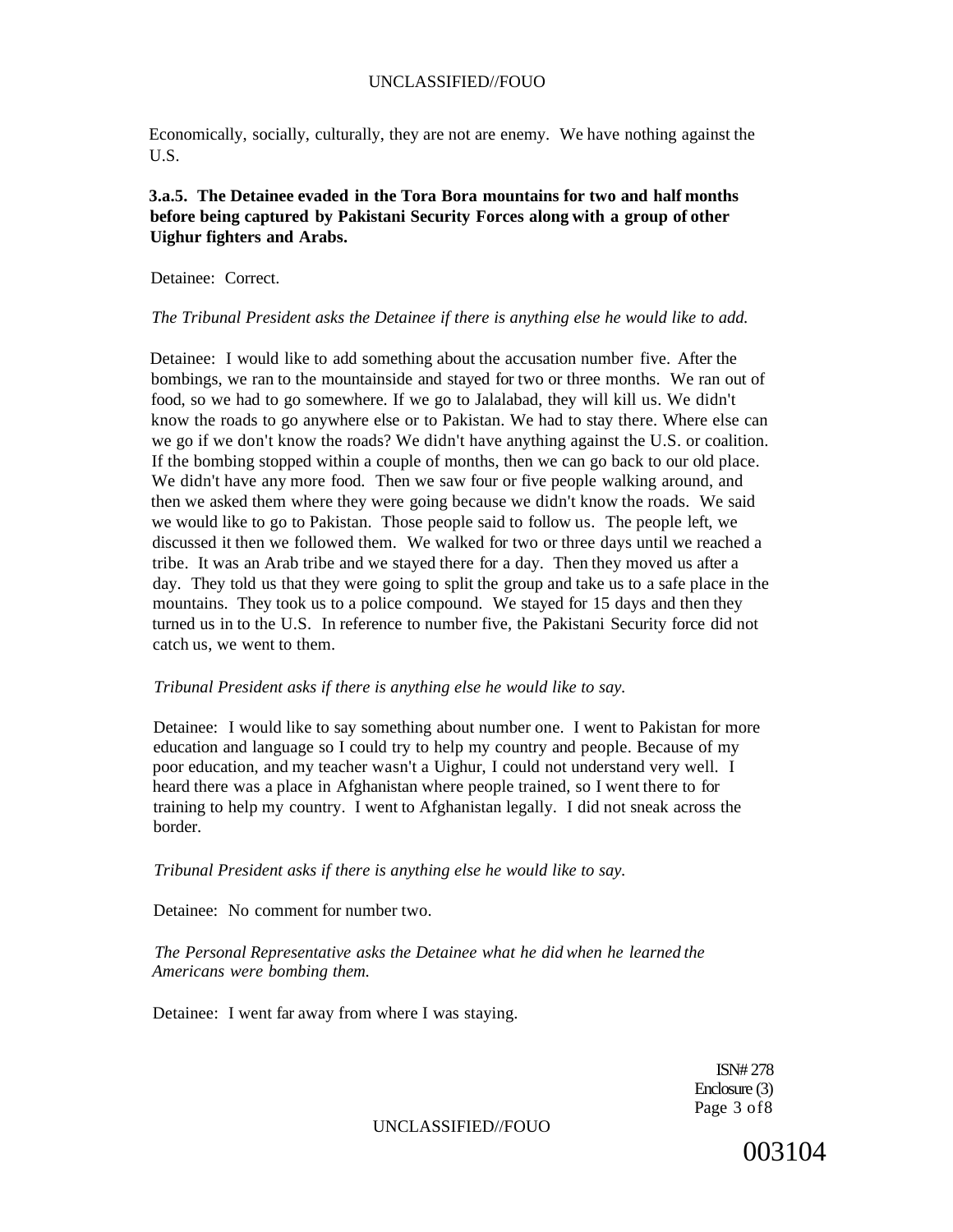Economically, socially, culturally, they are not are enemy. We have nothing against the U.S.

**3.a.5. The Detainee evaded in the Tora Bora mountains for two and half months before being captured by Pakistani Security Forces along with a group of other Uighur fighters and Arabs.**

Detainee: Correct.

*The Tribunal President asks the Detainee if there is anything else he would like to add.*

Detainee: I would like to add something about the accusation number five. After the bombings, we ran to the mountainside and stayed for two or three months. We ran out of food, so we had to go somewhere. If we go to Jalalabad, they will kill us. We didn't know the roads to go anywhere else or to Pakistan. We had to stay there. Where else can we go if we don't know the roads? We didn't have anything against the U.S. or coalition. If the bombing stopped within a couple of months, then we can go back to our old place. We didn't have any more food. Then we saw four or five people walking around, and then we asked them where they were going because we didn't know the roads. We said we would like to go to Pakistan. Those people said to follow us. The people left, we discussed it then we followed them. We walked for two or three days until we reached a tribe. It was an Arab tribe and we stayed there for a day. Then they moved us after a day. They told us that they were going to split the group and take us to a safe place in the mountains. They took us to a police compound. We stayed for 15 days and then they turned us in to the U.S. In reference to number five, the Pakistani Security force did not catch us, we went to them.

*Tribunal President asks if there is anything else he would like to say.*

Detainee: I would like to say something about number one. I went to Pakistan for more education and language so I could try to help my country and people. Because of my poor education, and my teacher wasn't a Uighur, I could not understand very well. I heard there was a place in Afghanistan where people trained, so I went there to for training to help my country. I went to Afghanistan legally. I did not sneak across the border.

*Tribunal President asks if there is anything else he would like to say.*

Detainee: No comment for number two.

*The Personal Representative asks the Detainee what he did when he learned the Americans were bombing them.*

Detainee: I went far away from where I was staying.

ISN# 278
Enclosure (3)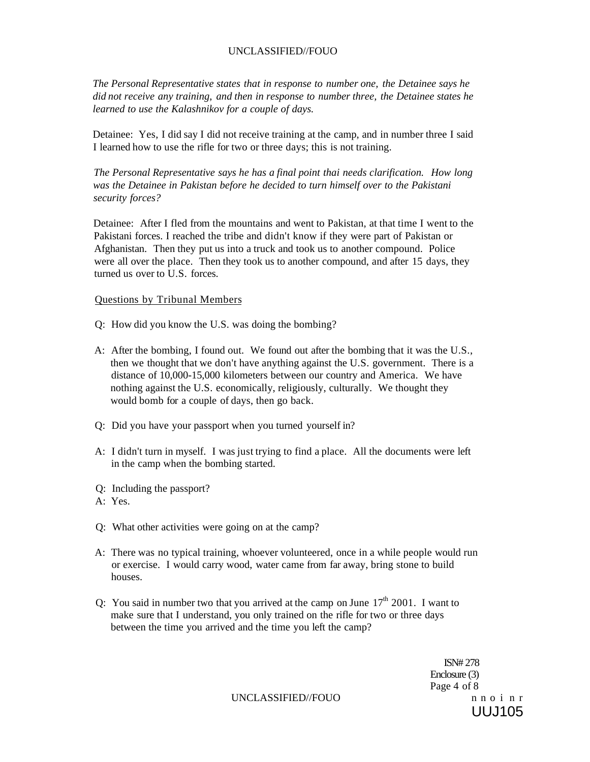*The Personal Representative states that in response to number one, the Detainee says he did not receive any training, and then in response to number three, the Detainee states he learned to use the Kalashnikov for a couple of days.*

Detainee: Yes, I did say I did not receive training at the camp, and in number three I said I learned how to use the rifle for two or three days; this is not training.

*The Personal Representative says he has a final point thai needs clarification. How long was the Detainee in Pakistan before he decided to turn himself over to the Pakistani security forces?*

Detainee: After I fled from the mountains and went to Pakistan, at that time I went to the Pakistani forces. I reached the tribe and didn't know if they were part of Pakistan or Afghanistan. Then they put us into a truck and took us to another compound. Police were all over the place. Then they took us to another compound, and after 15 days, they turned us over to U.S. forces.

Questions by Tribunal Members

Q: How did you know the U.S. was doing the bombing?

A: After the bombing, I found out. We found out after the bombing that it was the U.S., then we thought that we don't have anything against the U.S. government. There is a distance of 10,000-15,000 kilometers between our country and America. We have nothing against the U.S. economically, religiously, culturally. We thought they would bomb for a couple of days, then go back.

Q: Did you have your passport when you turned yourself in?

A: I didn't turn in myself. I was just trying to find a place. All the documents were left in the camp when the bombing started.

Q: Including the passport?

A: Yes.

Q: What other activities were going on at the camp?

A: There was no typical training, whoever volunteered, once in a while people would run or exercise. I would carry wood, water came from far away, bring stone to build houses.

Q: You said in number two that you arrived at the camp on June 17th 2001. I want to make sure that I understand, you only trained on the rifle for two or three days between the time you arrived and the time you left the camp?

ISN# 278
Enclosure (3)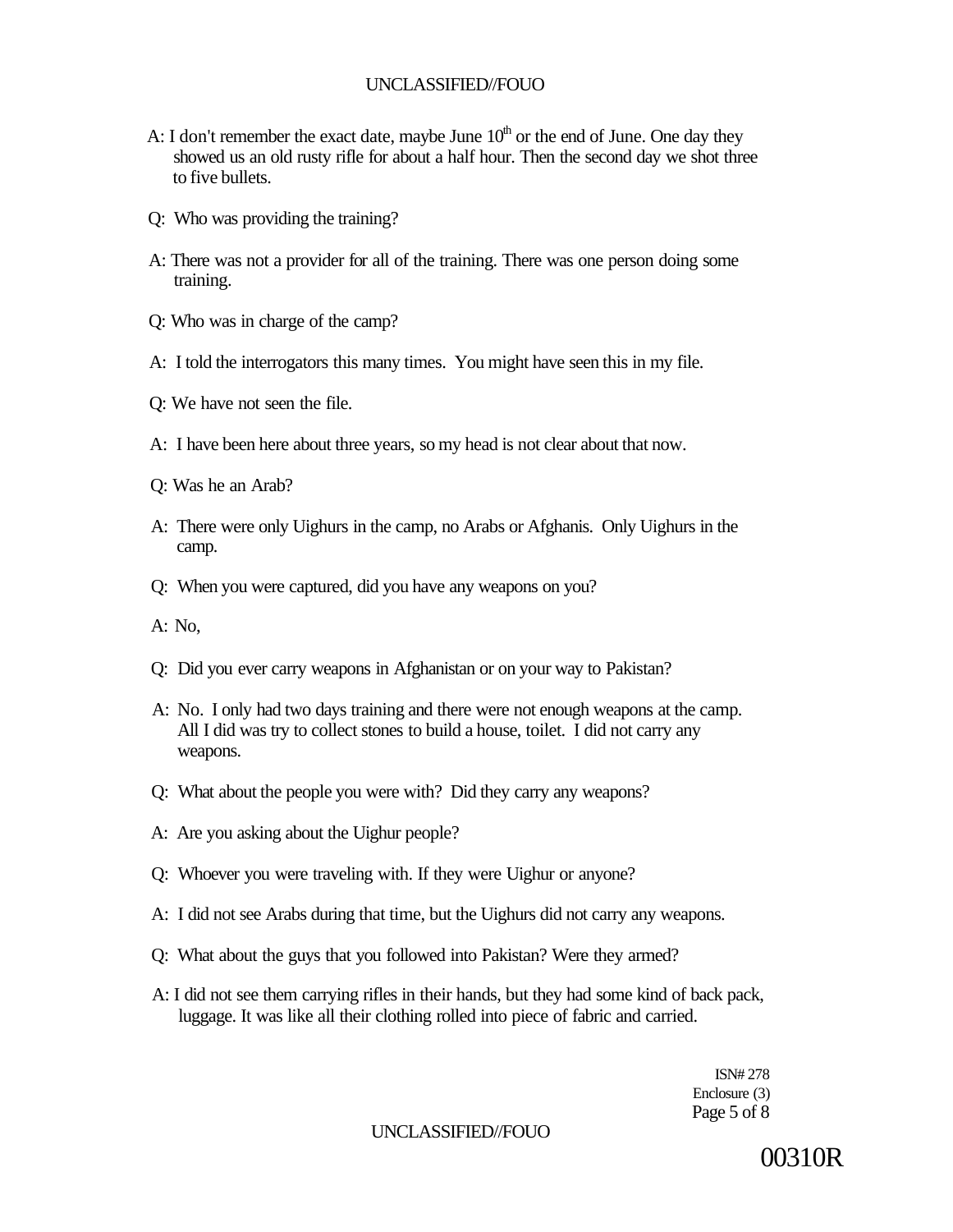A: I don't remember the exact date, maybe June $10^{th}$ or the end of June. One day they showed us an old rusty rifle for about a half hour. Then the second day we shot three to five bullets.

Q: Who was providing the training?

A: There was not a provider for all of the training. There was one person doing some training.

Q: Who was in charge of the camp?

A: I told the interrogators this many times. You might have seen this in my file.

Q: We have not seen the file.

A: I have been here about three years, so my head is not clear about that now.

Q: Was he an Arab?

A: There were only Uighurs in the camp, no Arabs or Afghanis. Only Uighurs in the camp.

Q: When you were captured, did you have any weapons on you?

A: No,

Q: Did you ever carry weapons in Afghanistan or on your way to Pakistan?

A: No. I only had two days training and there were not enough weapons at the camp. All I did was try to collect stones to build a house, toilet. I did not carry any weapons.

Q: What about the people you were with? Did they carry any weapons?

A: Are you asking about the Uighur people?

Q: Whoever you were traveling with. If they were Uighur or anyone?

A: I did not see Arabs during that time, but the Uighurs did not carry any weapons.

Q: What about the guys that you followed into Pakistan? Were they armed?

A: I did not see them carrying rifles in their hands, but they had some kind of back pack, luggage. It was like all their clothing rolled into piece of fabric and carried.

ISN# 278
Enclosure (3)

00310R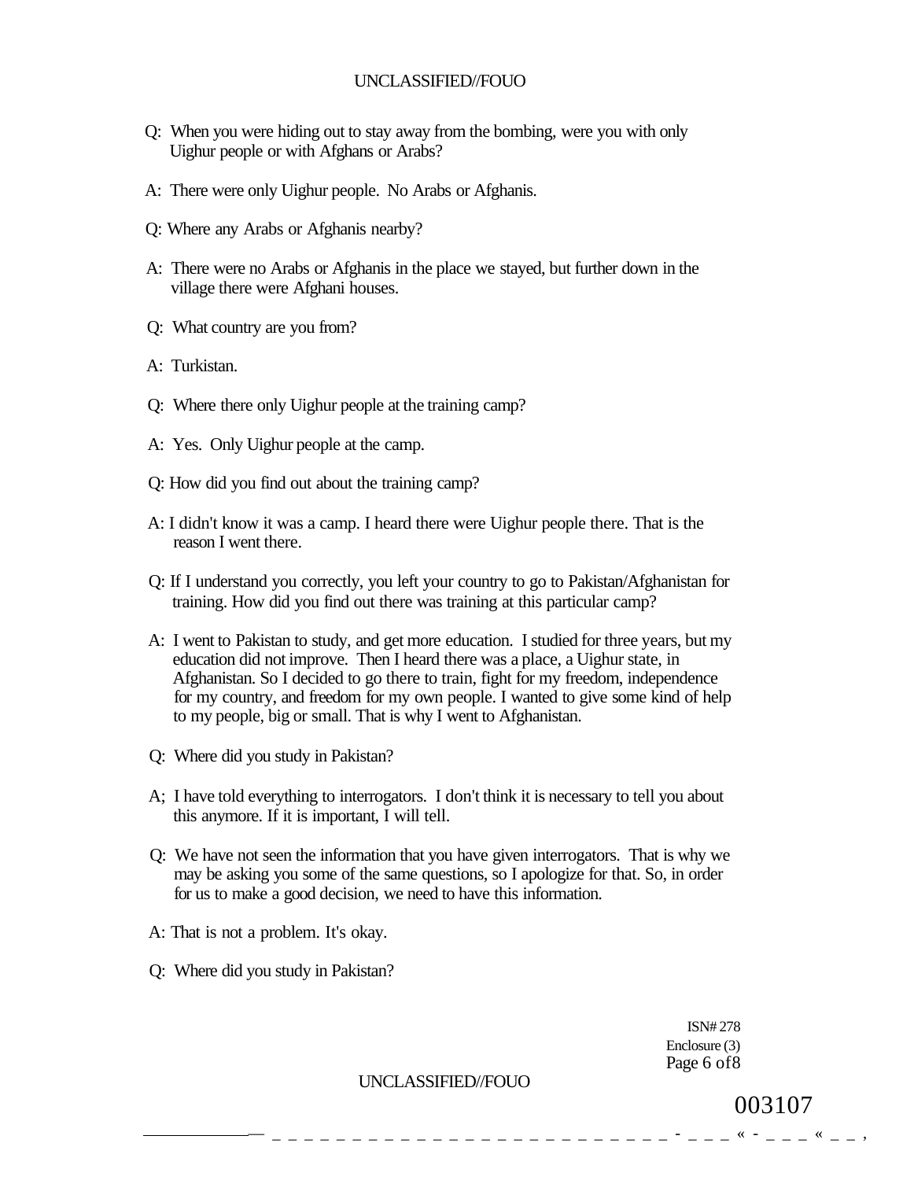Q: When you were hiding out to stay away from the bombing, were you with only Uighur people or with Afghans or Arabs?

A: There were only Uighur people. No Arabs or Afghanis.

Q: Where any Arabs or Afghanis nearby?

A: There were no Arabs or Afghanis in the place we stayed, but further down in the village there were Afghani houses.

Q: What country are you from?

A: Turkistan.

Q: Where there only Uighur people at the training camp?

A: Yes. Only Uighur people at the camp.

Q: How did you find out about the training camp?

A: I didn't know it was a camp. I heard there were Uighur people there. That is the reason I went there.

Q: If I understand you correctly, you left your country to go to Pakistan/Afghanistan for training. How did you find out there was training at this particular camp?

A: I went to Pakistan to study, and get more education. I studied for three years, but my education did not improve. Then I heard there was a place, a Uighur state, in Afghanistan. So I decided to go there to train, fight for my freedom, independence for my country, and freedom for my own people. I wanted to give some kind of help to my people, big or small. That is why I went to Afghanistan.

Q: Where did you study in Pakistan?

A; I have told everything to interrogators. I don't think it is necessary to tell you about this anymore. If it is important, I will tell.

Q: We have not seen the information that you have given interrogators. That is why we may be asking you some of the same questions, so I apologize for that. So, in order for us to make a good decision, we need to have this information.

A: That is not a problem. It's okay.

Q: Where did you study in Pakistan?

ISN# 278
Enclosure (3)

003107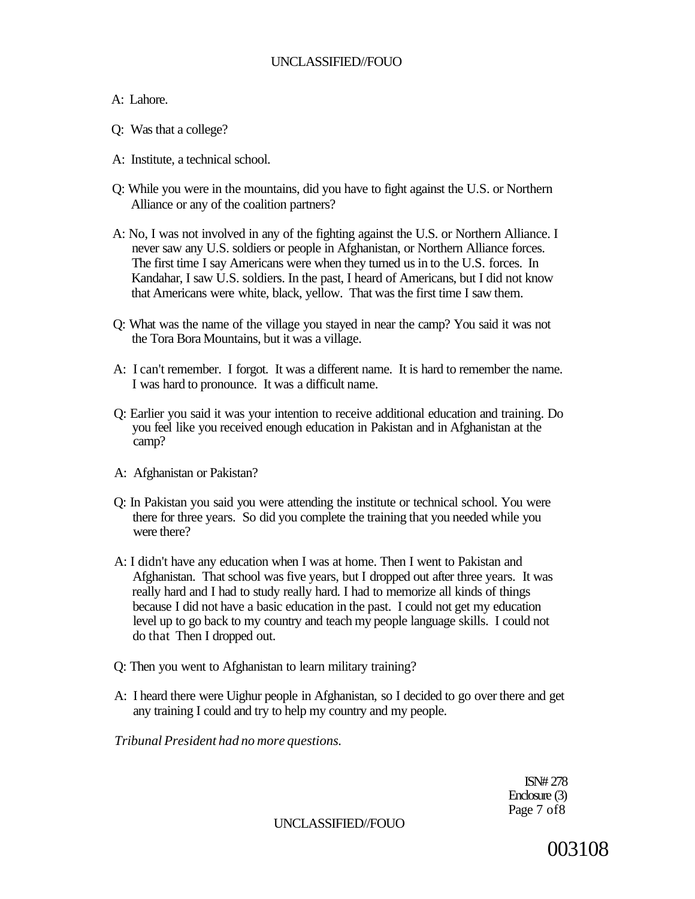A: Lahore.

Q: Was that a college?

A: Institute, a technical school.

Q: While you were in the mountains, did you have to fight against the U.S. or Northern Alliance or any of the coalition partners?

A: No, I was not involved in any of the fighting against the U.S. or Northern Alliance. I never saw any U.S. soldiers or people in Afghanistan, or Northern Alliance forces. The first time I say Americans were when they turned us in to the U.S. forces. In Kandahar, I saw U.S. soldiers. In the past, I heard of Americans, but I did not know that Americans were white, black, yellow. That was the first time I saw them.

Q: What was the name of the village you stayed in near the camp? You said it was not the Tora Bora Mountains, but it was a village.

A: I can't remember. I forgot. It was a different name. It is hard to remember the name. I was hard to pronounce. It was a difficult name.

Q: Earlier you said it was your intention to receive additional education and training. Do you feel like you received enough education in Pakistan and in Afghanistan at the camp?

A: Afghanistan or Pakistan?

Q: In Pakistan you said you were attending the institute or technical school. You were there for three years. So did you complete the training that you needed while you were there?

A: I didn't have any education when I was at home. Then I went to Pakistan and Afghanistan. That school was five years, but I dropped out after three years. It was really hard and I had to study really hard. I had to memorize all kinds of things because I did not have a basic education in the past. I could not get my education level up to go back to my country and teach my people language skills. I could not do that Then I dropped out.

Q: Then you went to Afghanistan to learn military training?

A: I heard there were Uighur people in Afghanistan, so I decided to go over there and get any training I could and try to help my country and my people.

*Tribunal President had no more questions.*

ISN# 278
Enclosure (3)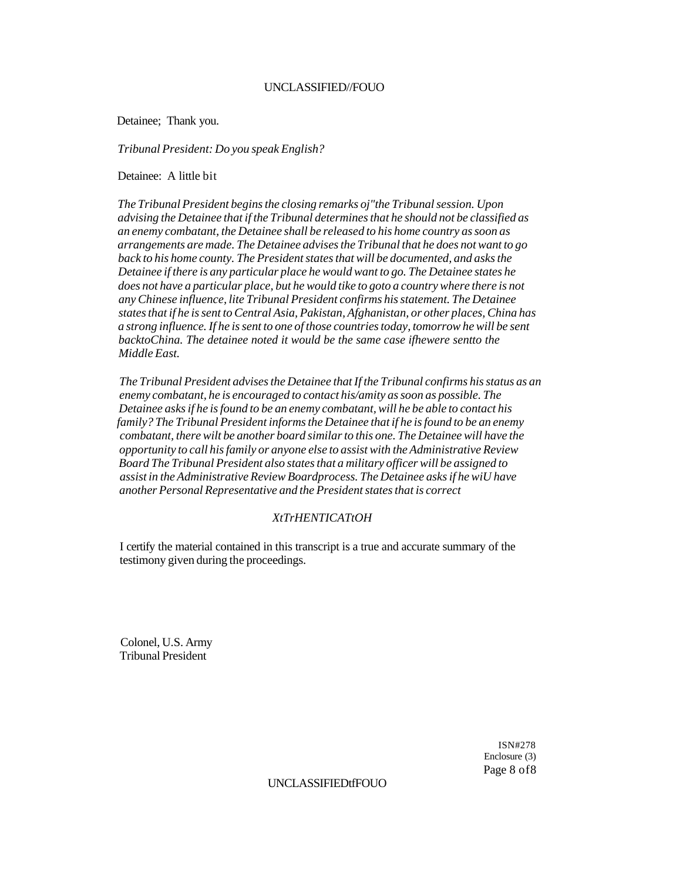Detainee; Thank you.

*Tribunal President: Do you speak English?*

Detainee: A little bit

*The Tribunal President begins the closing remarks oj"the Tribunal session. Upon advising the Detainee that if the Tribunal determines that he should not be classified as an enemy combatant, the Detainee shall be released to his home country as soon as arrangements are made. The Detainee advises the Tribunal that he does not want to go back to his home county. The President states that will be documented, and asks the Detainee if there is any particular place he would want to go. The Detainee states he does not have a particular place, but he would tike to goto a country where there is not any Chinese influence, lite Tribunal President confirms his statement. The Detainee states that if he is sent to Central Asia, Pakistan, Afghanistan, or other places, China has a strong influence. If he is sent to one of those countries today, tomorrow he will be sent backtoChina. The detainee noted it would be the same case ifhewere sentto the Middle East.*

*The Tribunal President advises the Detainee that If the Tribunal confirms his status as an enemy combatant, he is encouraged to contact his/amity as soon as possible. The Detainee asks if he is found to be an enemy combatant, will he be able to contact his family? The Tribunal President informs the Detainee that if he is found to be an enemy combatant, there wilt be another board similar to this one. The Detainee will have the opportunity to call his family or anyone else to assist with the Administrative Review Board The Tribunal President also states that a military officer will be assigned to assist in the Administrative Review Boardprocess. The Detainee asks if he wiU have another Personal Representative and the President states that is correct*

*XtTrHENTICATtOH*

I certify the material contained in this transcript is a true and accurate summary of the testimony given during the proceedings.

Colonel, U.S. Army
Tribunal President

ISN#278
Enclosure (3)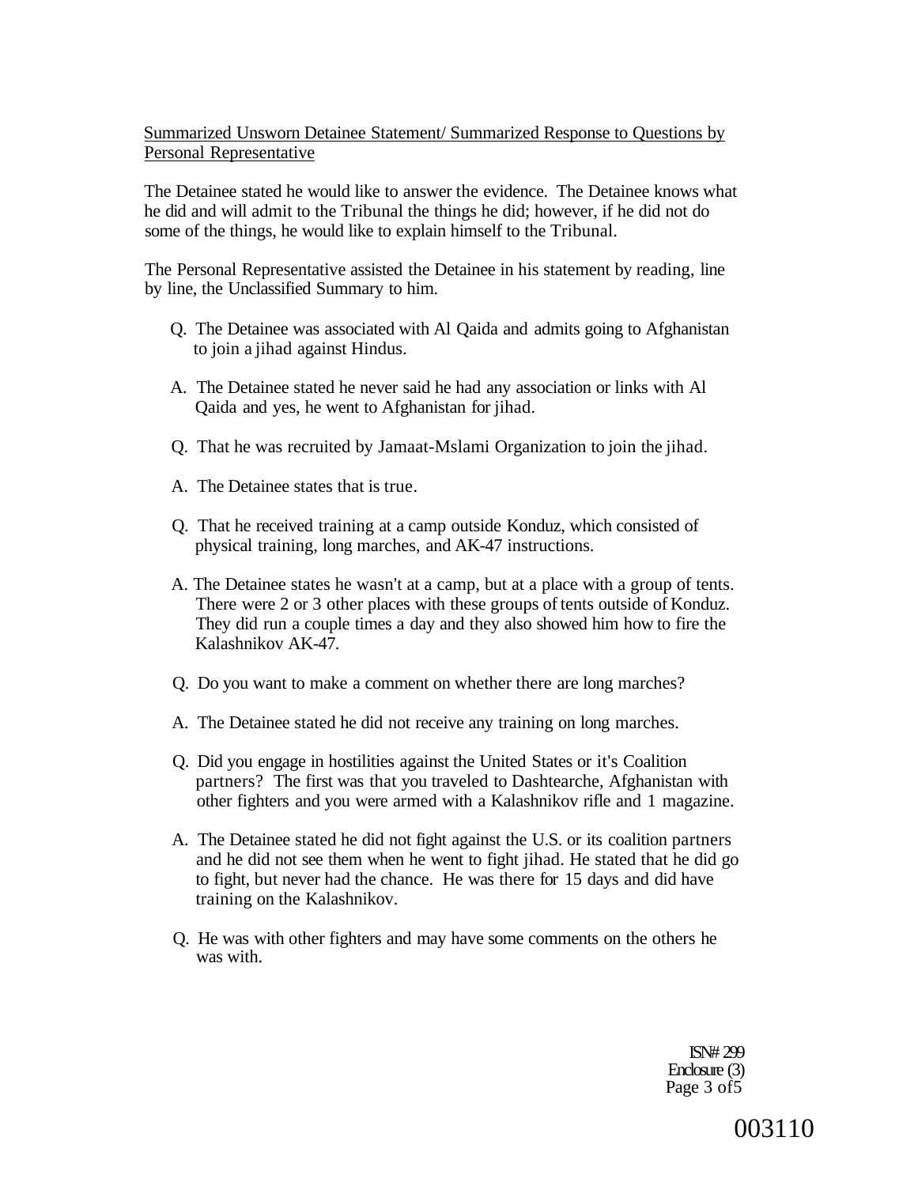Summarized Unsworn Detainee Statement/ Summarized Response to Questions by Personal Representative

The Detainee stated he would like to answer the evidence. The Detainee knows what he did and will admit to the Tribunal the things he did; however, if he did not do some of the things, he would like to explain himself to the Tribunal.

The Personal Representative assisted the Detainee in his statement by reading, line by line, the Unclassified Summary to him.

Q. The Detainee was associated with Al Qaida and admits going to Afghanistan to join a jihad against Hindus.

A. The Detainee stated he never said he had any association or links with Al Qaida and yes, he went to Afghanistan for jihad.

Q. That he was recruited by Jamaat-Mslami Organization to join the jihad.

A. The Detainee states that is true.

Q. That he received training at a camp outside Konduz, which consisted of physical training, long marches, and AK-47 instructions.

A. The Detainee states he wasn't at a camp, but at a place with a group of tents. There were 2 or 3 other places with these groups of tents outside of Konduz. They did run a couple times a day and they also showed him how to fire the Kalashnikov AK-47.

Q. Do you want to make a comment on whether there are long marches?

A. The Detainee stated he did not receive any training on long marches.

Q. Did you engage in hostilities against the United States or it's Coalition partners? The first was that you traveled to Dashtearche, Afghanistan with other fighters and you were armed with a Kalashnikov rifle and 1 magazine.

A. The Detainee stated he did not fight against the U.S. or its coalition partners and he did not see them when he went to fight jihad. He stated that he did go to fight, but never had the chance. He was there for 15 days and did have training on the Kalashnikov.

Q. He was with other fighters and may have some comments on the others he was with.

ISN# 299
Enclosure (3)

003110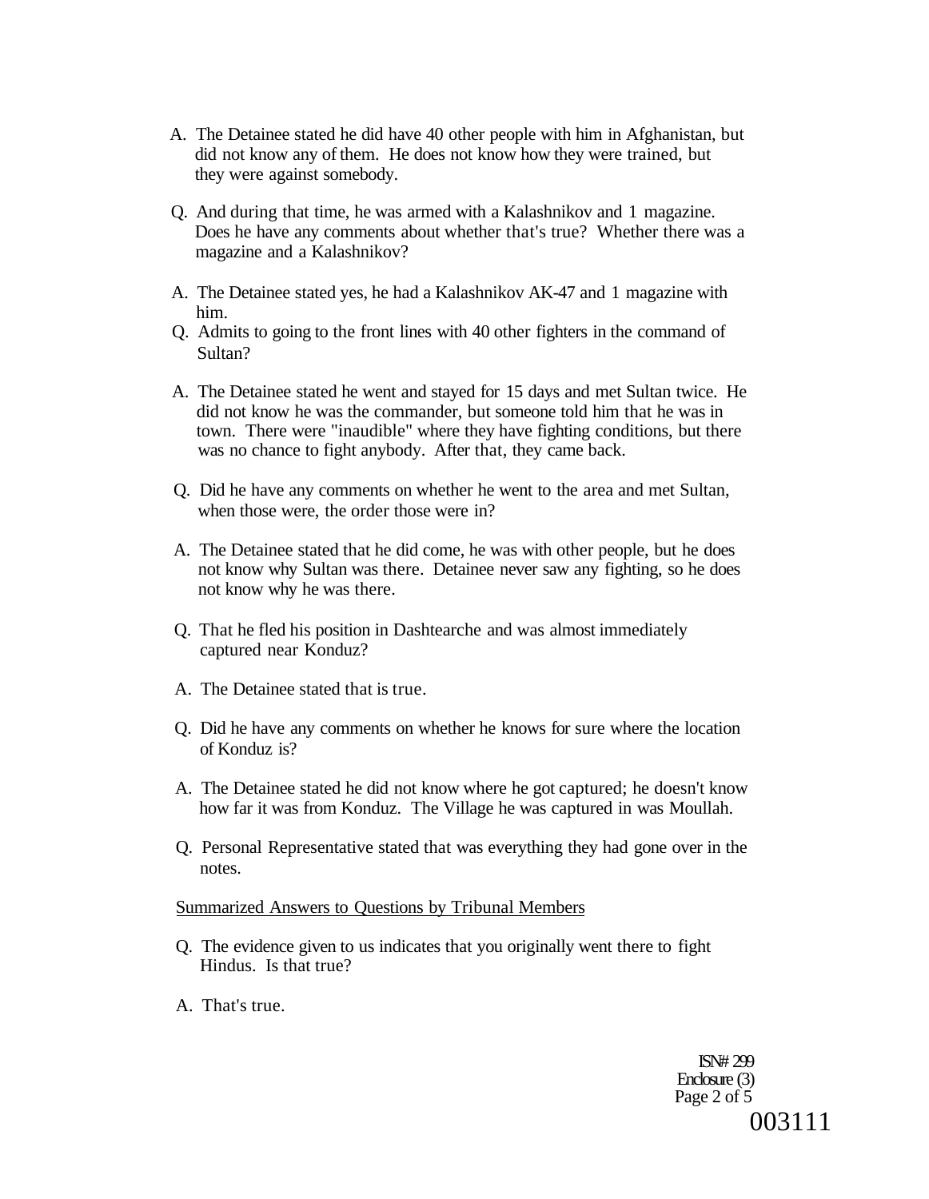A. The Detainee stated he did have 40 other people with him in Afghanistan, but did not know any of them. He does not know how they were trained, but they were against somebody.

Q. And during that time, he was armed with a Kalashnikov and 1 magazine. Does he have any comments about whether that's true? Whether there was a magazine and a Kalashnikov?

A. The Detainee stated yes, he had a Kalashnikov AK-47 and 1 magazine with him.

Q. Admits to going to the front lines with 40 other fighters in the command of Sultan?

A. The Detainee stated he went and stayed for 15 days and met Sultan twice. He did not know he was the commander, but someone told him that he was in town. There were "inaudible" where they have fighting conditions, but there was no chance to fight anybody. After that, they came back.

Q. Did he have any comments on whether he went to the area and met Sultan, when those were, the order those were in?

A. The Detainee stated that he did come, he was with other people, but he does not know why Sultan was there. Detainee never saw any fighting, so he does not know why he was there.

Q. That he fled his position in Dashtearche and was almost immediately captured near Konduz?

A. The Detainee stated that is true.

Q. Did he have any comments on whether he knows for sure where the location of Konduz is?

A. The Detainee stated he did not know where he got captured; he doesn't know how far it was from Konduz. The Village he was captured in was Moullah.

Q. Personal Representative stated that was everything they had gone over in the notes.

Summarized Answers to Questions by Tribunal Members

Q. The evidence given to us indicates that you originally went there to fight Hindus. Is that true?

A. That's true.

ISN# 299
Enclosure (3)
Page 2 of 5

003111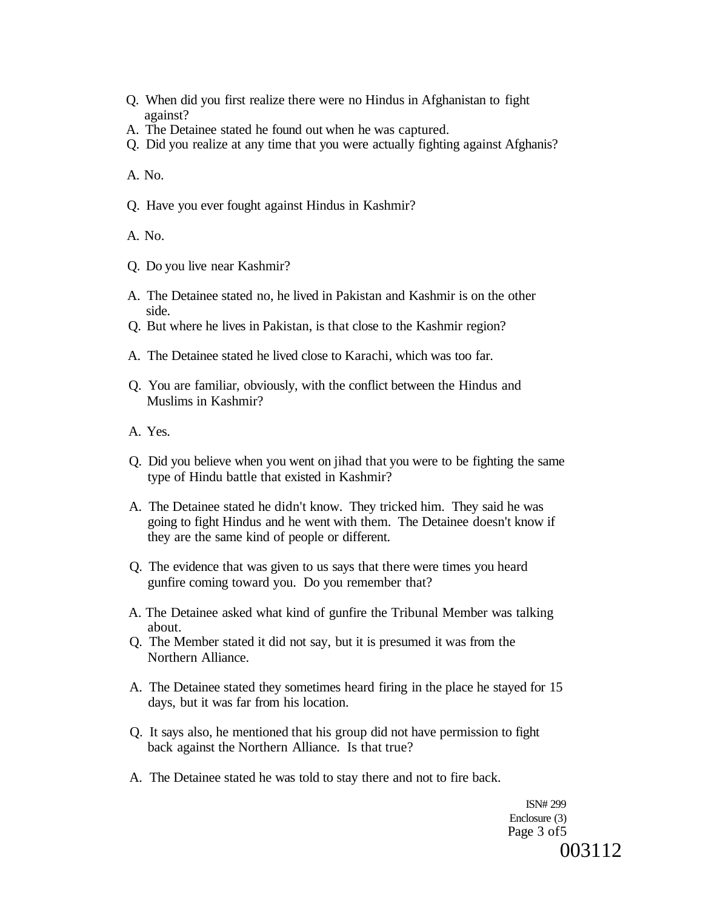Q. When did you first realize there were no Hindus in Afghanistan to fight against?

A. The Detainee stated he found out when he was captured.

Q. Did you realize at any time that you were actually fighting against Afghanis?

A. No.

Q. Have you ever fought against Hindus in Kashmir?

A. No.

Q. Do you live near Kashmir?

A. The Detainee stated no, he lived in Pakistan and Kashmir is on the other side.

Q. But where he lives in Pakistan, is that close to the Kashmir region?

A. The Detainee stated he lived close to Karachi, which was too far.

Q. You are familiar, obviously, with the conflict between the Hindus and Muslims in Kashmir?

A. Yes.

Q. Did you believe when you went on jihad that you were to be fighting the same type of Hindu battle that existed in Kashmir?

A. The Detainee stated he didn't know. They tricked him. They said he was going to fight Hindus and he went with them. The Detainee doesn't know if they are the same kind of people or different.

Q. The evidence that was given to us says that there were times you heard gunfire coming toward you. Do you remember that?

A. The Detainee asked what kind of gunfire the Tribunal Member was talking about.

Q. The Member stated it did not say, but it is presumed it was from the Northern Alliance.

A. The Detainee stated they sometimes heard firing in the place he stayed for 15 days, but it was far from his location.

Q. It says also, he mentioned that his group did not have permission to fight back against the Northern Alliance. Is that true?

A. The Detainee stated he was told to stay there and not to fire back.

ISN# 299
Enclosure (3)
Page 3 of5

003112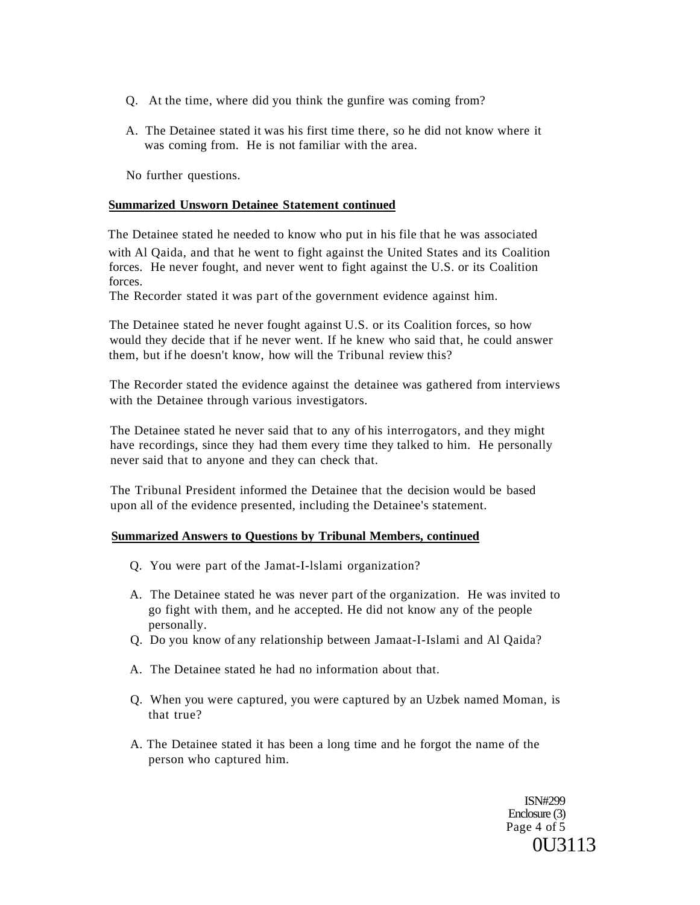Q. At the time, where did you think the gunfire was coming from?

A. The Detainee stated it was his first time there, so he did not know where it was coming from. He is not familiar with the area.

No further questions.

**Summarized Unsworn Detainee Statement continued**

The Detainee stated he needed to know who put in his file that he was associated with Al Qaida, and that he went to fight against the United States and its Coalition forces. He never fought, and never went to fight against the U.S. or its Coalition forces.
The Recorder stated it was part of the government evidence against him.

The Detainee stated he never fought against U.S. or its Coalition forces, so how would they decide that if he never went. If he knew who said that, he could answer them, but if he doesn't know, how will the Tribunal review this?

The Recorder stated the evidence against the detainee was gathered from interviews with the Detainee through various investigators.

The Detainee stated he never said that to any of his interrogators, and they might have recordings, since they had them every time they talked to him. He personally never said that to anyone and they can check that.

The Tribunal President informed the Detainee that the decision would be based upon all of the evidence presented, including the Detainee's statement.

**Summarized Answers to Questions by Tribunal Members, continued**

Q. You were part of the Jamat-I-lslami organization?

A. The Detainee stated he was never part of the organization. He was invited to go fight with them, and he accepted. He did not know any of the people personally.

Q. Do you know of any relationship between Jamaat-I-Islami and Al Qaida?

A. The Detainee stated he had no information about that.

Q. When you were captured, you were captured by an Uzbek named Moman, is that true?

A. The Detainee stated it has been a long time and he forgot the name of the person who captured him.

ISN#299
Enclosure (3)
0U3113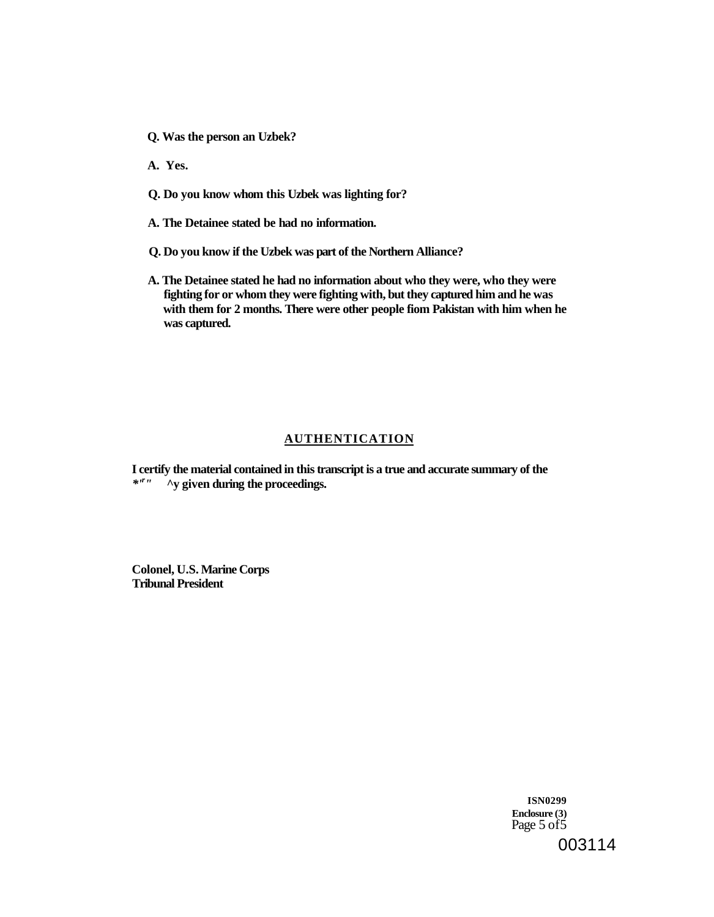**Q. Was the person an Uzbek?**

**A. Yes.**

**Q. Do you know whom this Uzbek was lighting for?**

**A. The Detainee stated be had no information.**

**Q. Do you know if the Uzbek was part of the Northern Alliance?**

**A. The Detainee stated he had no information about who they were, who they were fighting for or whom they were fighting with, but they captured him and he was with them for 2 months. There were other people fiom Pakistan with him when he was captured.**

## AUTHENTICATION

**I certify the material contained in this transcript is a true and accurate summary of the *'" " ^y given during the proceedings.**

**Colonel, U.S. Marine Corps**
**Tribunal President**

**ISN0299**
**Enclosure (3)**
Page 5 of5

003114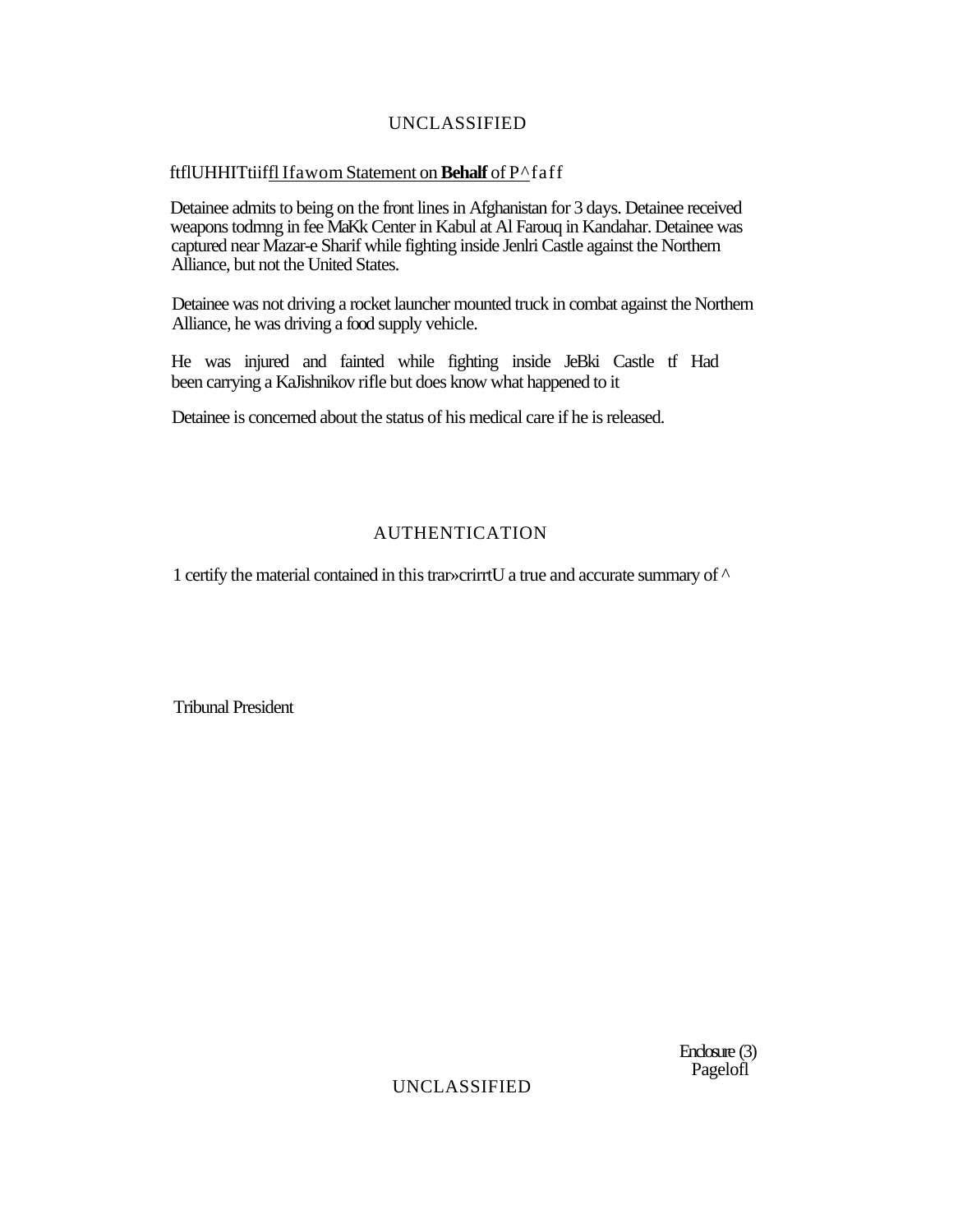ftflUHHITtiiffl Ifawom Statement on **Behalf** of P^faff

Detainee admits to being on the front lines in Afghanistan for 3 days. Detainee received weapons todmng in fee MaKk Center in Kabul at Al Farouq in Kandahar. Detainee was captured near Mazar-e Sharif while fighting inside Jenlri Castle against the Northern Alliance, but not the United States.

Detainee was not driving a rocket launcher mounted truck in combat against the Northern Alliance, he was driving a food supply vehicle.

He was injured and fainted while fighting inside JeBki Castle tf Had been carrying a KaJishnikov rifle but does know what happened to it

Detainee is concerned about the status of his medical care if he is released.

## AUTHENTICATION

1 certify the material contained in this trar»crirrtU a true and accurate summary of ^

Tribunal President

Enclosure (3)
Pagelofl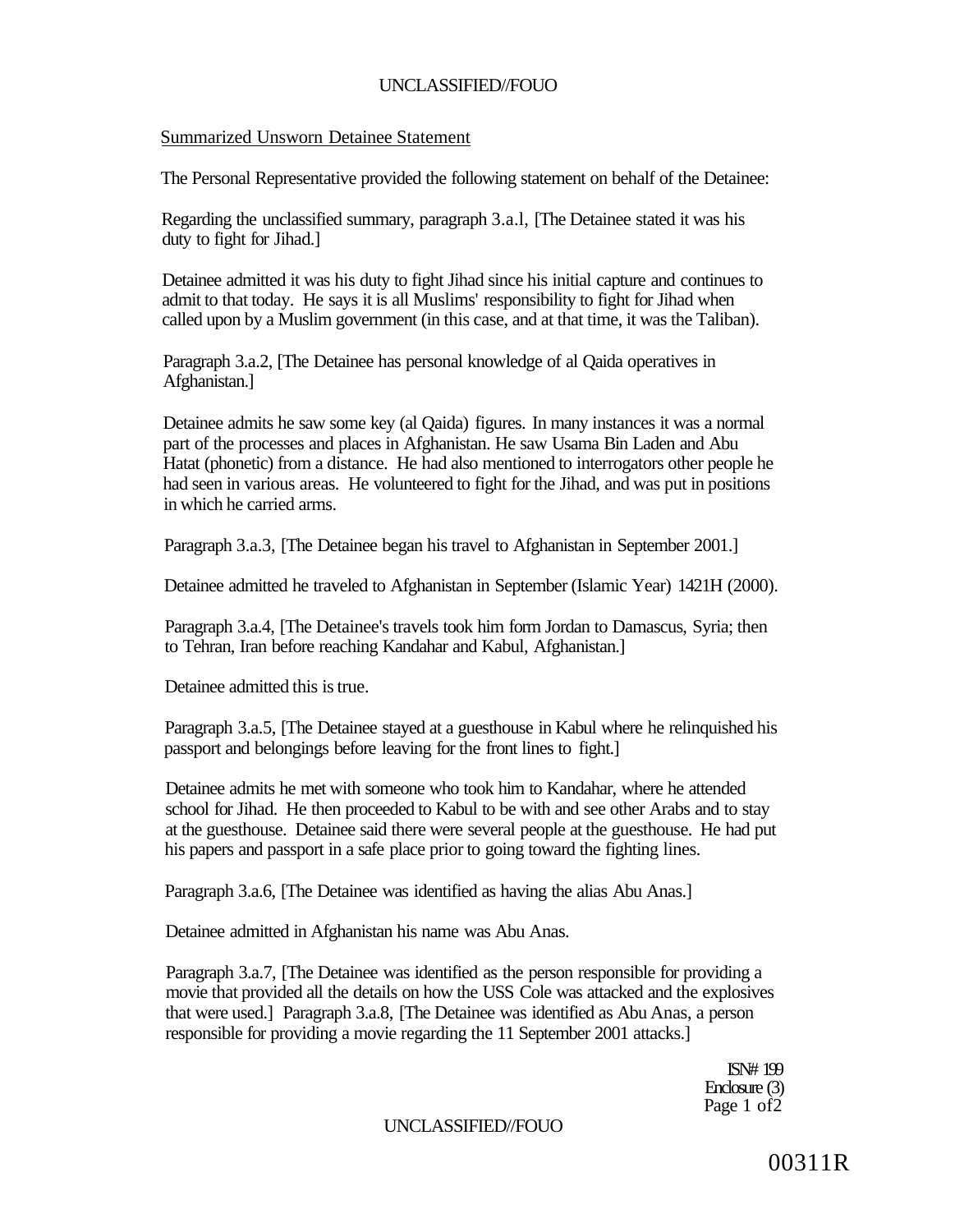Summarized Unsworn Detainee Statement

The Personal Representative provided the following statement on behalf of the Detainee:

Regarding the unclassified summary, paragraph 3.a.l, [The Detainee stated it was his duty to fight for Jihad.]

Detainee admitted it was his duty to fight Jihad since his initial capture and continues to admit to that today. He says it is all Muslims' responsibility to fight for Jihad when called upon by a Muslim government (in this case, and at that time, it was the Taliban).

Paragraph 3.a.2, [The Detainee has personal knowledge of al Qaida operatives in Afghanistan.]

Detainee admits he saw some key (al Qaida) figures. In many instances it was a normal part of the processes and places in Afghanistan. He saw Usama Bin Laden and Abu Hatat (phonetic) from a distance. He had also mentioned to interrogators other people he had seen in various areas. He volunteered to fight for the Jihad, and was put in positions in which he carried arms.

Paragraph 3.a.3, [The Detainee began his travel to Afghanistan in September 2001.]

Detainee admitted he traveled to Afghanistan in September (Islamic Year) 1421H (2000).

Paragraph 3.a.4, [The Detainee's travels took him form Jordan to Damascus, Syria; then to Tehran, Iran before reaching Kandahar and Kabul, Afghanistan.]

Detainee admitted this is true.

Paragraph 3.a.5, [The Detainee stayed at a guesthouse in Kabul where he relinquished his passport and belongings before leaving for the front lines to fight.]

Detainee admits he met with someone who took him to Kandahar, where he attended school for Jihad. He then proceeded to Kabul to be with and see other Arabs and to stay at the guesthouse. Detainee said there were several people at the guesthouse. He had put his papers and passport in a safe place prior to going toward the fighting lines.

Paragraph 3.a.6, [The Detainee was identified as having the alias Abu Anas.]

Detainee admitted in Afghanistan his name was Abu Anas.

Paragraph 3.a.7, [The Detainee was identified as the person responsible for providing a movie that provided all the details on how the USS Cole was attacked and the explosives that were used.] Paragraph 3.a.8, [The Detainee was identified as Abu Anas, a person responsible for providing a movie regarding the 11 September 2001 attacks.]

ISN# 199
Enclosure (3)

00311R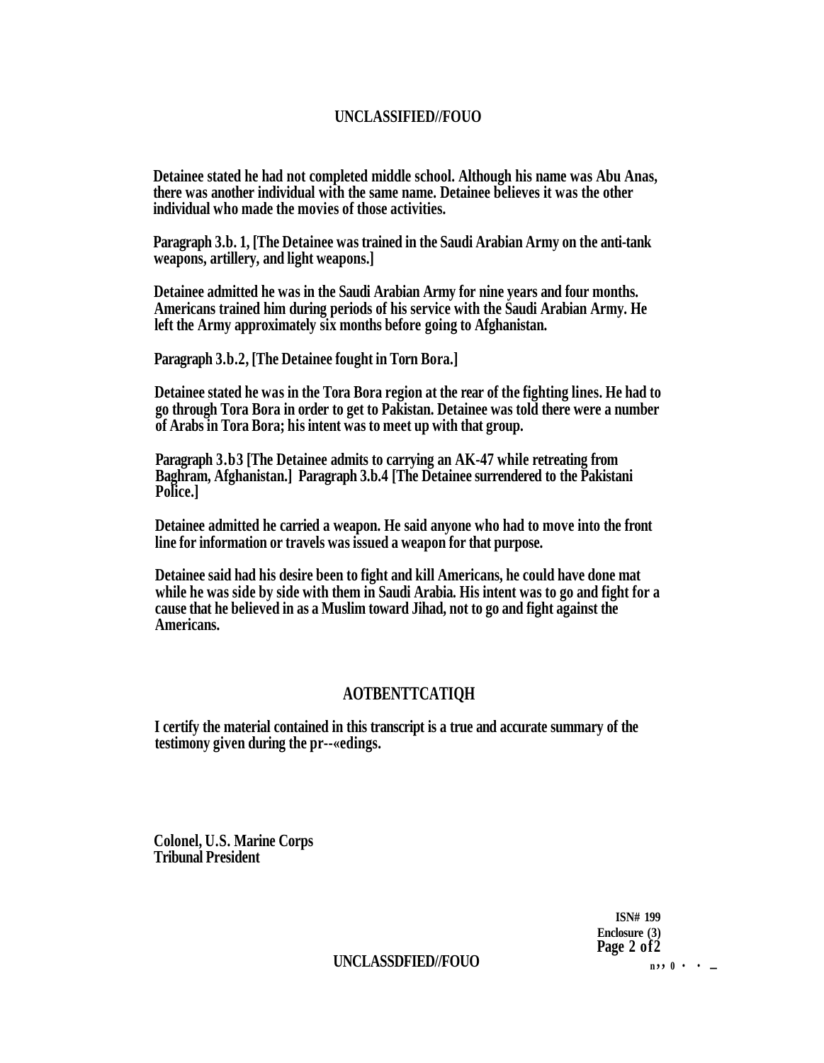Detainee stated he had not completed middle school. Although his name was Abu Anas, there was another individual with the same name. Detainee believes it was the other individual who made the movies of those activities.

Paragraph 3.b. 1, [The Detainee was trained in the Saudi Arabian Army on the anti-tank weapons, artillery, and light weapons.]

Detainee admitted he was in the Saudi Arabian Army for nine years and four months. Americans trained him during periods of his service with the Saudi Arabian Army. He left the Army approximately six months before going to Afghanistan.

Paragraph 3.b.2, [The Detainee fought in Torn Bora.]

Detainee stated he was in the Tora Bora region at the rear of the fighting lines. He had to go through Tora Bora in order to get to Pakistan. Detainee was told there were a number of Arabs in Tora Bora; his intent was to meet up with that group.

Paragraph 3.b3 [The Detainee admits to carrying an AK-47 while retreating from Baghram, Afghanistan.] Paragraph 3.b.4 [The Detainee surrendered to the Pakistani Police.]

Detainee admitted he carried a weapon. He said anyone who had to move into the front line for information or travels was issued a weapon for that purpose.

Detainee said had his desire been to fight and kill Americans, he could have done mat while he was side by side with them in Saudi Arabia. His intent was to go and fight for a cause that he believed in as a Muslim toward Jihad, not to go and fight against the Americans.

## AOTBENTTCATIQH

I certify the material contained in this transcript is a true and accurate summary of the testimony given during the pr--«edings.

Colonel, U.S. Marine Corps
Tribunal President

ISN# 199
Enclosure (3)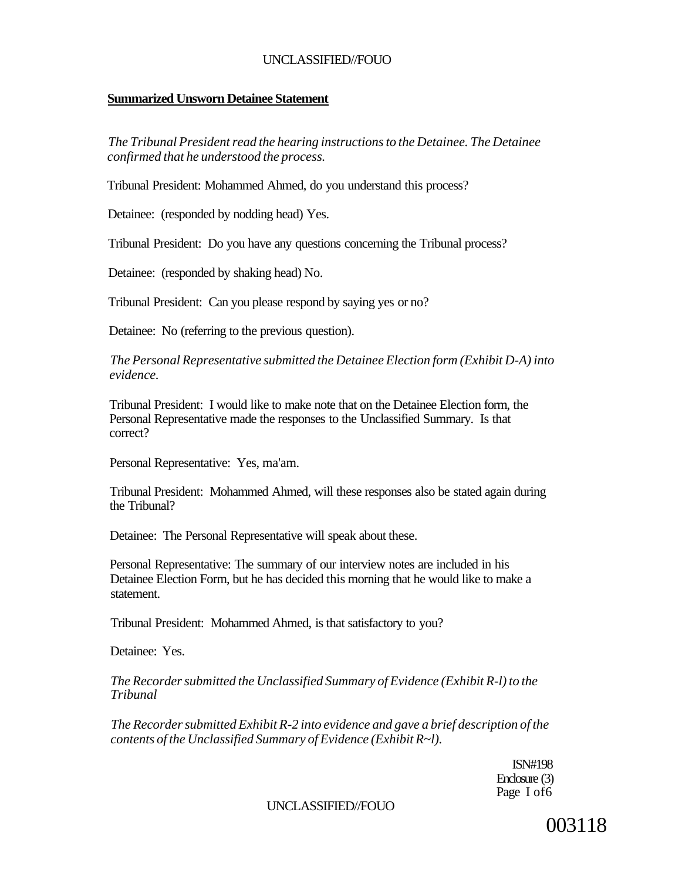**Summarized Unsworn Detainee Statement**

*The Tribunal President read the hearing instructions to the Detainee. The Detainee confirmed that he understood the process.*

Tribunal President: Mohammed Ahmed, do you understand this process?

Detainee: (responded by nodding head) Yes.

Tribunal President: Do you have any questions concerning the Tribunal process?

Detainee: (responded by shaking head) No.

Tribunal President: Can you please respond by saying yes or no?

Detainee: No (referring to the previous question).

*The Personal Representative submitted the Detainee Election form (Exhibit D-A) into evidence.*

Tribunal President: I would like to make note that on the Detainee Election form, the Personal Representative made the responses to the Unclassified Summary. Is that correct?

Personal Representative: Yes, ma'am.

Tribunal President: Mohammed Ahmed, will these responses also be stated again during the Tribunal?

Detainee: The Personal Representative will speak about these.

Personal Representative: The summary of our interview notes are included in his Detainee Election Form, but he has decided this morning that he would like to make a statement.

Tribunal President: Mohammed Ahmed, is that satisfactory to you?

Detainee: Yes.

*The Recorder submitted the Unclassified Summary of Evidence (Exhibit R-l) to the Tribunal*

*The Recorder submitted Exhibit R-2 into evidence and gave a brief description of the contents of the Unclassified Summary of Evidence (Exhibit R~l).*

ISN#198
Enclosure (3)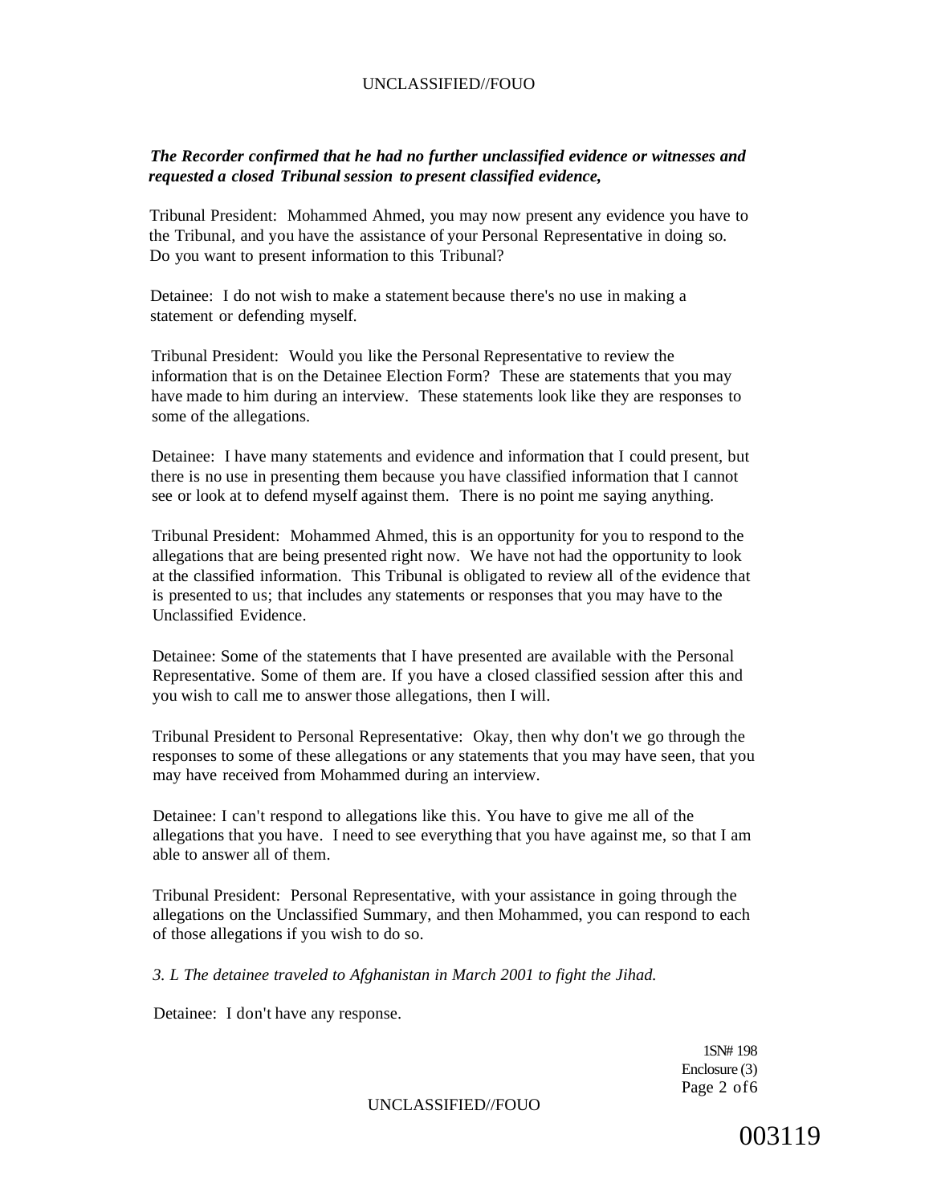***The Recorder confirmed that he had no further unclassified evidence or witnesses and requested a closed Tribunal session to present classified evidence,***

Tribunal President: Mohammed Ahmed, you may now present any evidence you have to the Tribunal, and you have the assistance of your Personal Representative in doing so. Do you want to present information to this Tribunal?

Detainee: I do not wish to make a statement because there's no use in making a statement or defending myself.

Tribunal President: Would you like the Personal Representative to review the information that is on the Detainee Election Form? These are statements that you may have made to him during an interview. These statements look like they are responses to some of the allegations.

Detainee: I have many statements and evidence and information that I could present, but there is no use in presenting them because you have classified information that I cannot see or look at to defend myself against them. There is no point me saying anything.

Tribunal President: Mohammed Ahmed, this is an opportunity for you to respond to the allegations that are being presented right now. We have not had the opportunity to look at the classified information. This Tribunal is obligated to review all of the evidence that is presented to us; that includes any statements or responses that you may have to the Unclassified Evidence.

Detainee: Some of the statements that I have presented are available with the Personal Representative. Some of them are. If you have a closed classified session after this and you wish to call me to answer those allegations, then I will.

Tribunal President to Personal Representative: Okay, then why don't we go through the responses to some of these allegations or any statements that you may have seen, that you may have received from Mohammed during an interview.

Detainee: I can't respond to allegations like this. You have to give me all of the allegations that you have. I need to see everything that you have against me, so that I am able to answer all of them.

Tribunal President: Personal Representative, with your assistance in going through the allegations on the Unclassified Summary, and then Mohammed, you can respond to each of those allegations if you wish to do so.

*3. L The detainee traveled to Afghanistan in March 2001 to fight the Jihad.*

Detainee: I don't have any response.

1SN# 198
Enclosure (3)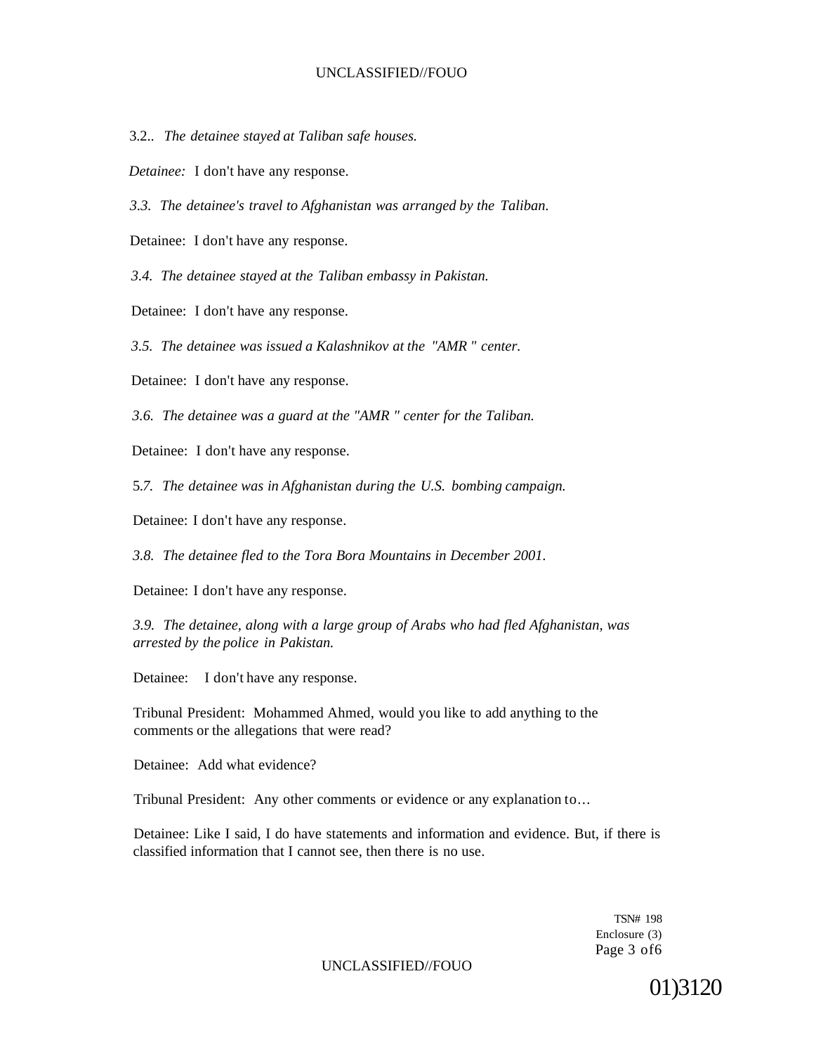3.2.. *The detainee stayed at Taliban safe houses.*

*Detainee:* I don't have any response.

*3.3. The detainee's travel to Afghanistan was arranged by the Taliban.*

Detainee: I don't have any response.

*3.4. The detainee stayed at the Taliban embassy in Pakistan.*

Detainee: I don't have any response.

*3.5. The detainee was issued a Kalashnikov at the "AMR " center.*

Detainee: I don't have any response.

*3.6. The detainee was a guard at the "AMR " center for the Taliban.*

Detainee: I don't have any response.

5*.7. The detainee was in Afghanistan during the U.S. bombing campaign.*

Detainee: I don't have any response.

*3.8. The detainee fled to the Tora Bora Mountains in December 2001.*

Detainee: I don't have any response.

*3.9. The detainee, along with a large group of Arabs who had fled Afghanistan, was arrested by the police in Pakistan.*

Detainee: I don't have any response.

Tribunal President: Mohammed Ahmed, would you like to add anything to the comments or the allegations that were read?

Detainee: Add what evidence?

Tribunal President: Any other comments or evidence or any explanation to…

Detainee: Like I said, I do have statements and information and evidence. But, if there is classified information that I cannot see, then there is no use.

TSN# 198
Enclosure (3)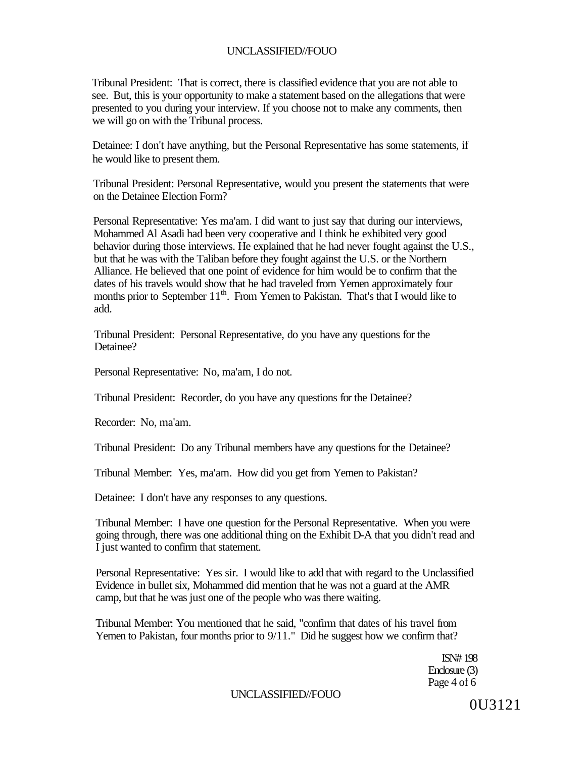Tribunal President: That is correct, there is classified evidence that you are not able to see. But, this is your opportunity to make a statement based on the allegations that were presented to you during your interview. If you choose not to make any comments, then we will go on with the Tribunal process.

Detainee: I don't have anything, but the Personal Representative has some statements, if he would like to present them.

Tribunal President: Personal Representative, would you present the statements that were on the Detainee Election Form?

Personal Representative: Yes ma'am. I did want to just say that during our interviews, Mohammed Al Asadi had been very cooperative and I think he exhibited very good behavior during those interviews. He explained that he had never fought against the U.S., but that he was with the Taliban before they fought against the U.S. or the Northern Alliance. He believed that one point of evidence for him would be to confirm that the dates of his travels would show that he had traveled from Yemen approximately four months prior to September 11th. From Yemen to Pakistan. That's that I would like to add.

Tribunal President: Personal Representative, do you have any questions for the Detainee?

Personal Representative: No, ma'am, I do not.

Tribunal President: Recorder, do you have any questions for the Detainee?

Recorder: No, ma'am.

Tribunal President: Do any Tribunal members have any questions for the Detainee?

Tribunal Member: Yes, ma'am. How did you get from Yemen to Pakistan?

Detainee: I don't have any responses to any questions.

Tribunal Member: I have one question for the Personal Representative. When you were going through, there was one additional thing on the Exhibit D-A that you didn't read and I just wanted to confirm that statement.

Personal Representative: Yes sir. I would like to add that with regard to the Unclassified Evidence in bullet six, Mohammed did mention that he was not a guard at the AMR camp, but that he was just one of the people who was there waiting.

Tribunal Member: You mentioned that he said, "confirm that dates of his travel from Yemen to Pakistan, four months prior to 9/11." Did he suggest how we confirm that?

ISN# 198
Enclosure (3)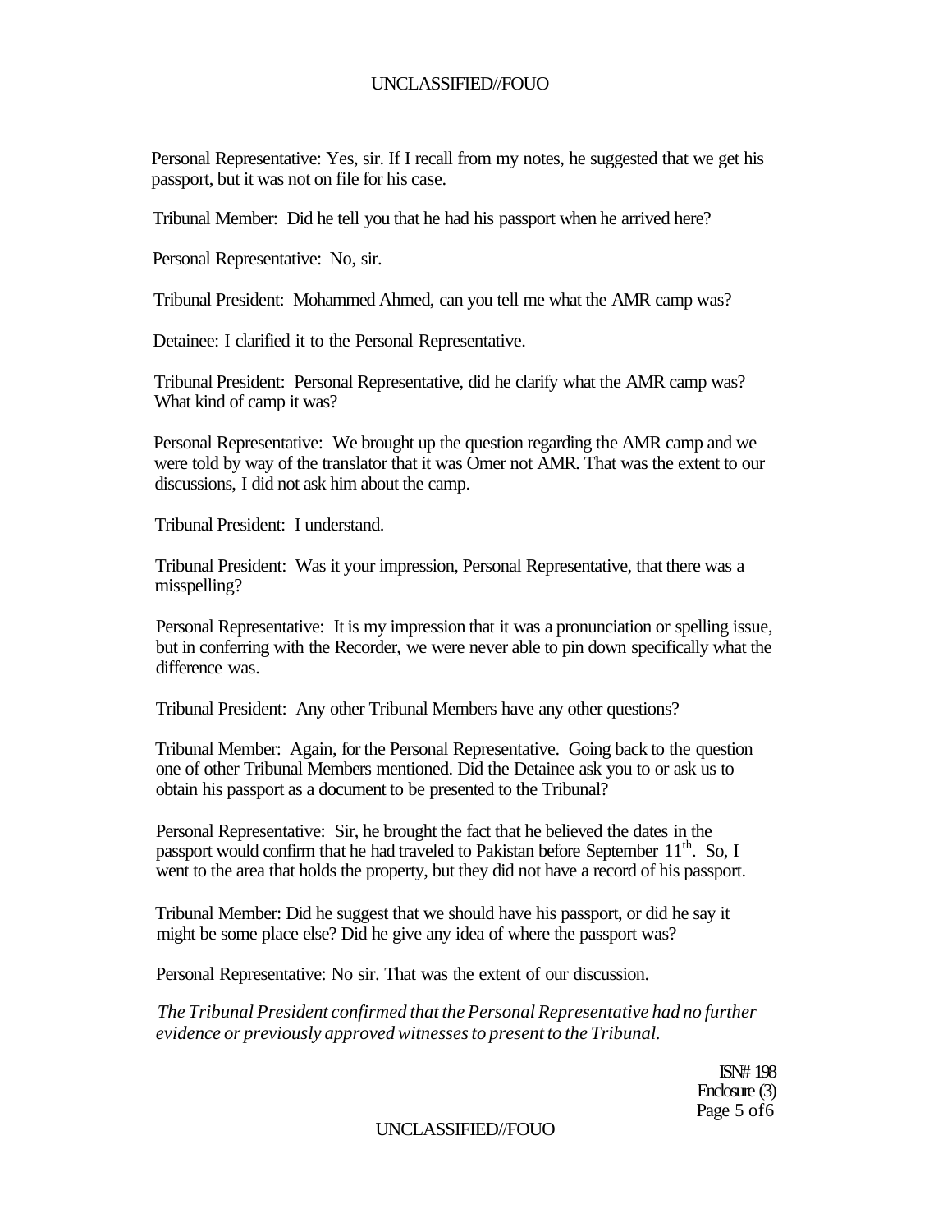Personal Representative: Yes, sir. If I recall from my notes, he suggested that we get his passport, but it was not on file for his case.

Tribunal Member: Did he tell you that he had his passport when he arrived here?

Personal Representative: No, sir.

Tribunal President: Mohammed Ahmed, can you tell me what the AMR camp was?

Detainee: I clarified it to the Personal Representative.

Tribunal President: Personal Representative, did he clarify what the AMR camp was? What kind of camp it was?

Personal Representative: We brought up the question regarding the AMR camp and we were told by way of the translator that it was Omer not AMR. That was the extent to our discussions, I did not ask him about the camp.

Tribunal President: I understand.

Tribunal President: Was it your impression, Personal Representative, that there was a misspelling?

Personal Representative: It is my impression that it was a pronunciation or spelling issue, but in conferring with the Recorder, we were never able to pin down specifically what the difference was.

Tribunal President: Any other Tribunal Members have any other questions?

Tribunal Member: Again, for the Personal Representative. Going back to the question one of other Tribunal Members mentioned. Did the Detainee ask you to or ask us to obtain his passport as a document to be presented to the Tribunal?

Personal Representative: Sir, he brought the fact that he believed the dates in the passport would confirm that he had traveled to Pakistan before September 11th. So, I went to the area that holds the property, but they did not have a record of his passport.

Tribunal Member: Did he suggest that we should have his passport, or did he say it might be some place else? Did he give any idea of where the passport was?

Personal Representative: No sir. That was the extent of our discussion.

*The Tribunal President confirmed that the Personal Representative had no further evidence or previously approved witnesses to present to the Tribunal.*

ISN# 198
Enclosure (3)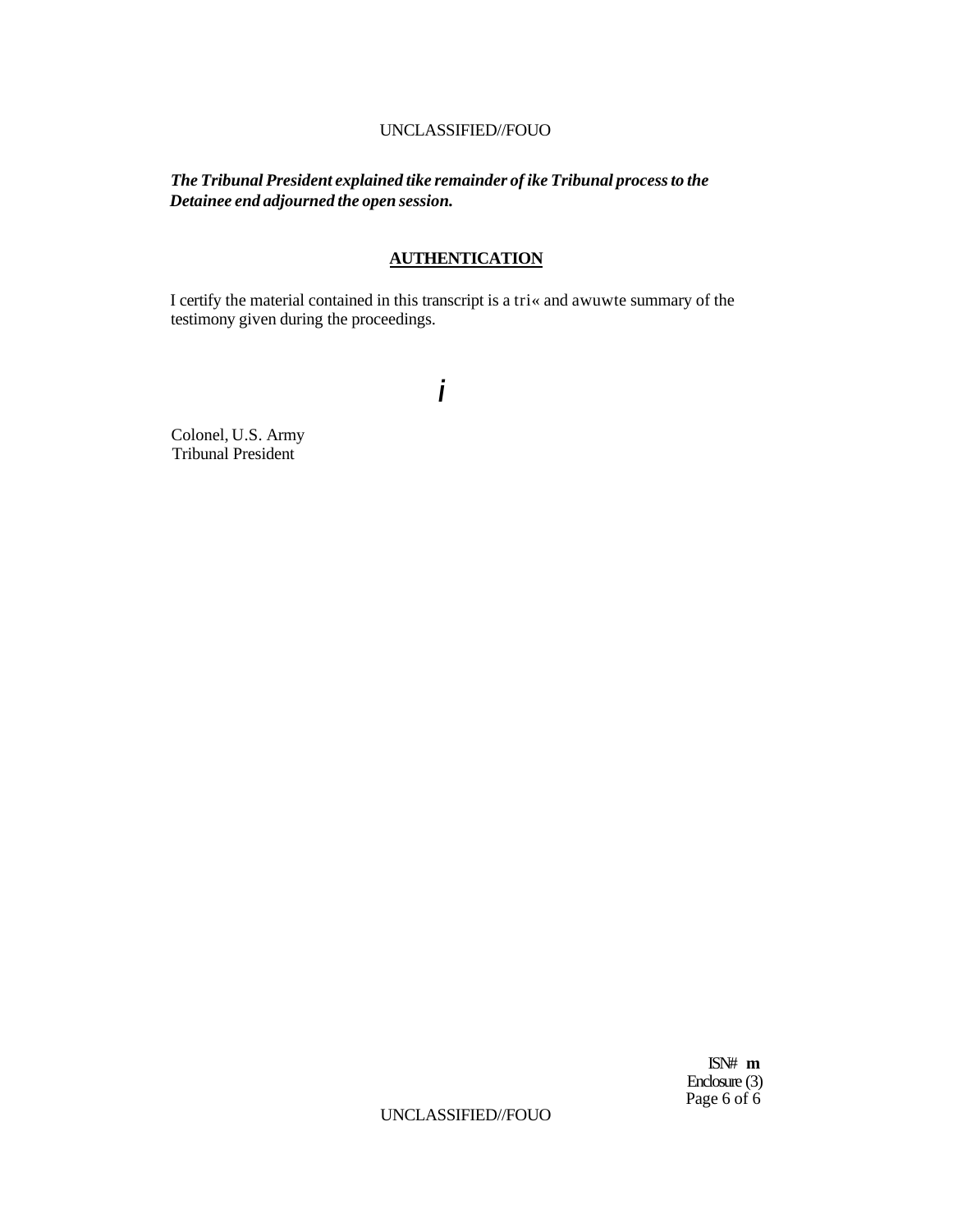*The Tribunal President explained tike remainder of ike Tribunal process to the Detainee end adjourned the open session.*

## AUTHENTICATION

I certify the material contained in this transcript is a tri« and awuwte summary of the testimony given during the proceedings.

*i*

Colonel, U.S. Army
Tribunal President

ISN# **m**
Enclosure (3)
Page 6 of 6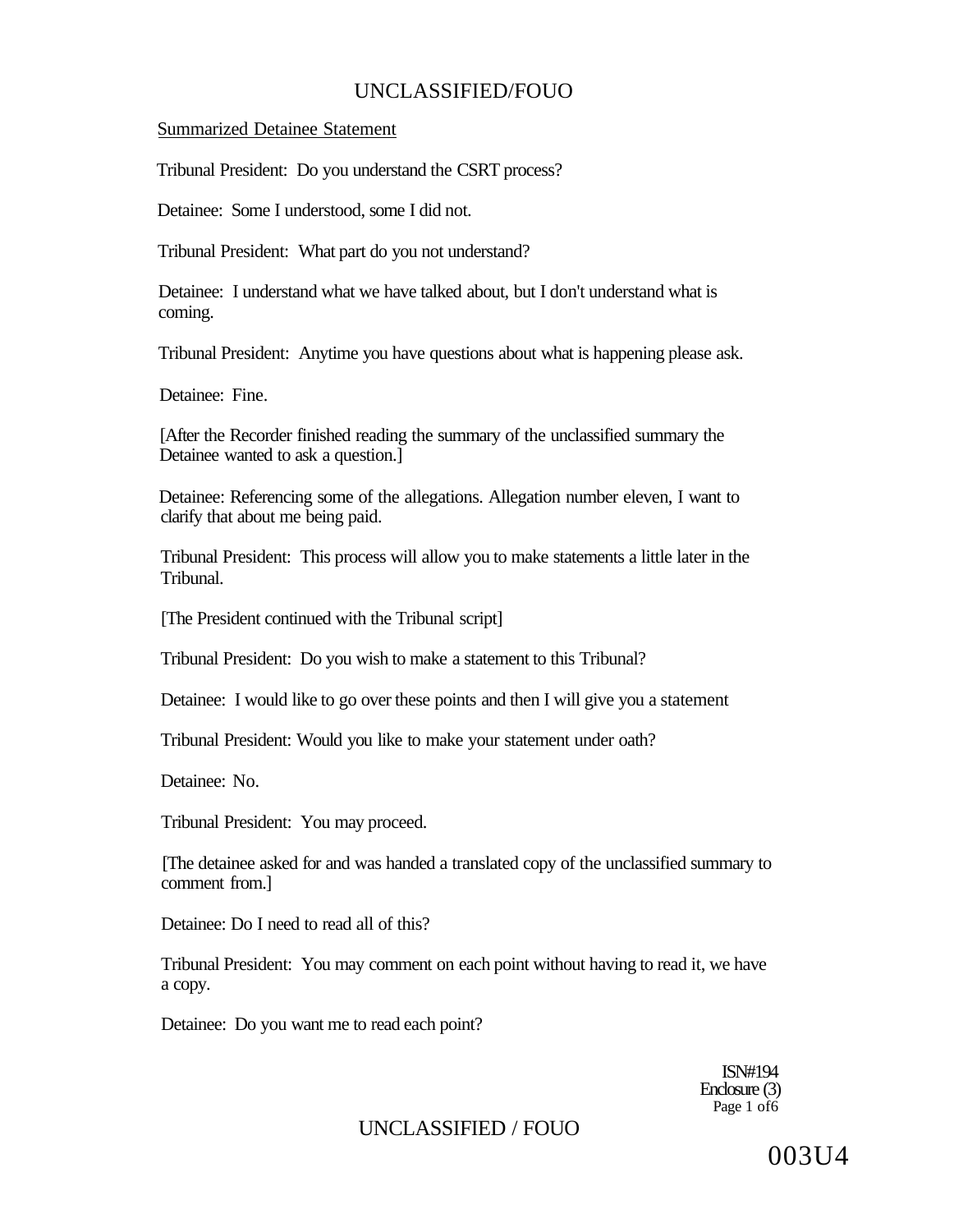Summarized Detainee Statement

Tribunal President: Do you understand the CSRT process?

Detainee: Some I understood, some I did not.

Tribunal President: What part do you not understand?

Detainee: I understand what we have talked about, but I don't understand what is coming.

Tribunal President: Anytime you have questions about what is happening please ask.

Detainee: Fine.

[After the Recorder finished reading the summary of the unclassified summary the Detainee wanted to ask a question.]

Detainee: Referencing some of the allegations. Allegation number eleven, I want to clarify that about me being paid.

Tribunal President: This process will allow you to make statements a little later in the Tribunal.

[The President continued with the Tribunal script]

Tribunal President: Do you wish to make a statement to this Tribunal?

Detainee: I would like to go over these points and then I will give you a statement

Tribunal President: Would you like to make your statement under oath?

Detainee: No.

Tribunal President: You may proceed.

[The detainee asked for and was handed a translated copy of the unclassified summary to comment from.]

Detainee: Do I need to read all of this?

Tribunal President: You may comment on each point without having to read it, we have a copy.

Detainee: Do you want me to read each point?

ISN#194
Enclosure (3)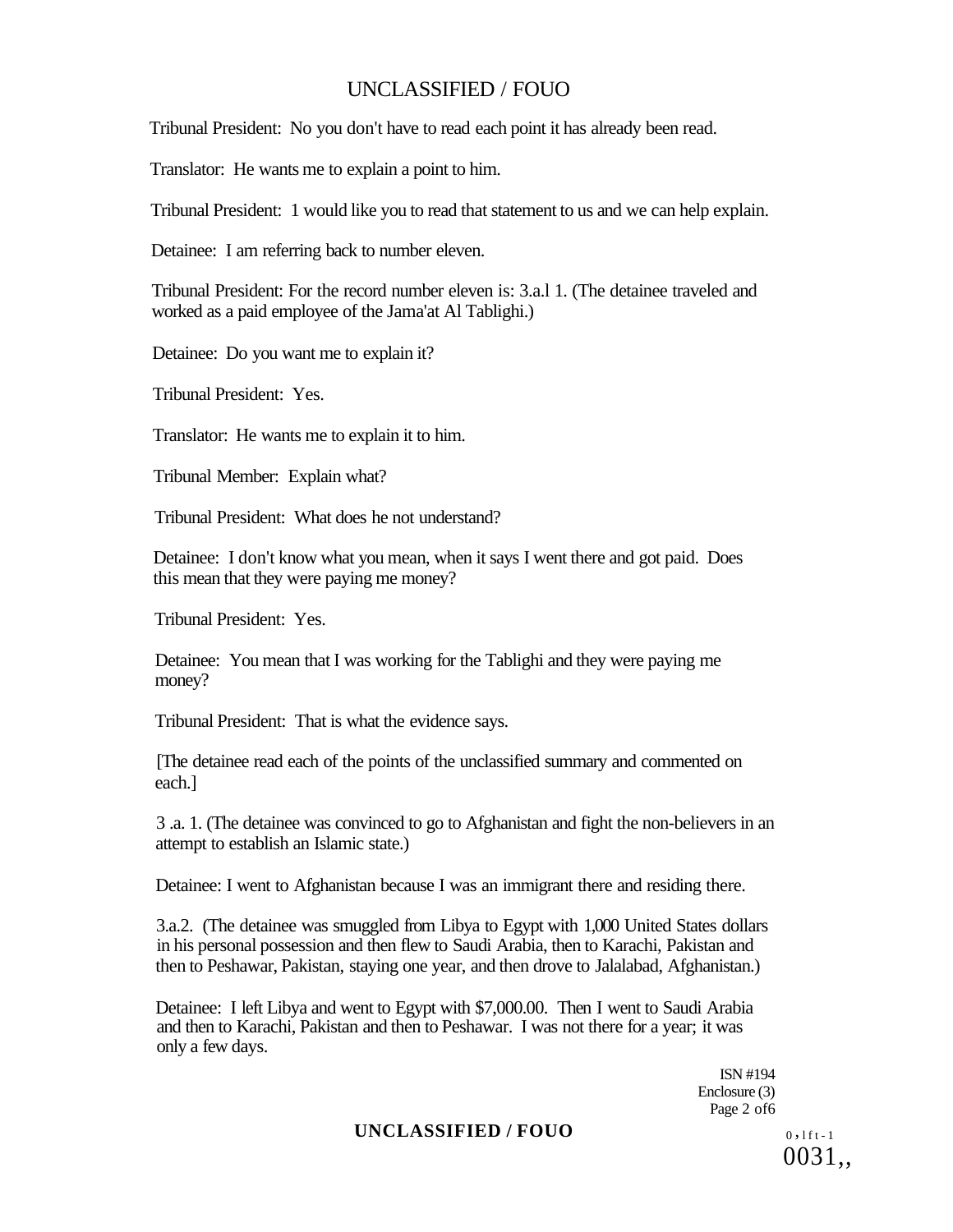Tribunal President: No you don't have to read each point it has already been read.

Translator: He wants me to explain a point to him.

Tribunal President: 1 would like you to read that statement to us and we can help explain.

Detainee: I am referring back to number eleven.

Tribunal President: For the record number eleven is: 3.a.l 1. (The detainee traveled and worked as a paid employee of the Jama'at Al Tablighi.)

Detainee: Do you want me to explain it?

Tribunal President: Yes.

Translator: He wants me to explain it to him.

Tribunal Member: Explain what?

Tribunal President: What does he not understand?

Detainee: I don't know what you mean, when it says I went there and got paid. Does this mean that they were paying me money?

Tribunal President: Yes.

Detainee: You mean that I was working for the Tablighi and they were paying me money?

Tribunal President: That is what the evidence says.

[The detainee read each of the points of the unclassified summary and commented on each.]

3 .a. 1. (The detainee was convinced to go to Afghanistan and fight the non-believers in an attempt to establish an Islamic state.)

Detainee: I went to Afghanistan because I was an immigrant there and residing there.

3.a.2. (The detainee was smuggled from Libya to Egypt with 1,000 United States dollars in his personal possession and then flew to Saudi Arabia, then to Karachi, Pakistan and then to Peshawar, Pakistan, staying one year, and then drove to Jalalabad, Afghanistan.)

Detainee: I left Libya and went to Egypt with $7,000.00. Then I went to Saudi Arabia and then to Karachi, Pakistan and then to Peshawar. I was not there for a year; it was only a few days.

ISN #194
Enclosure (3)
Page 2 of6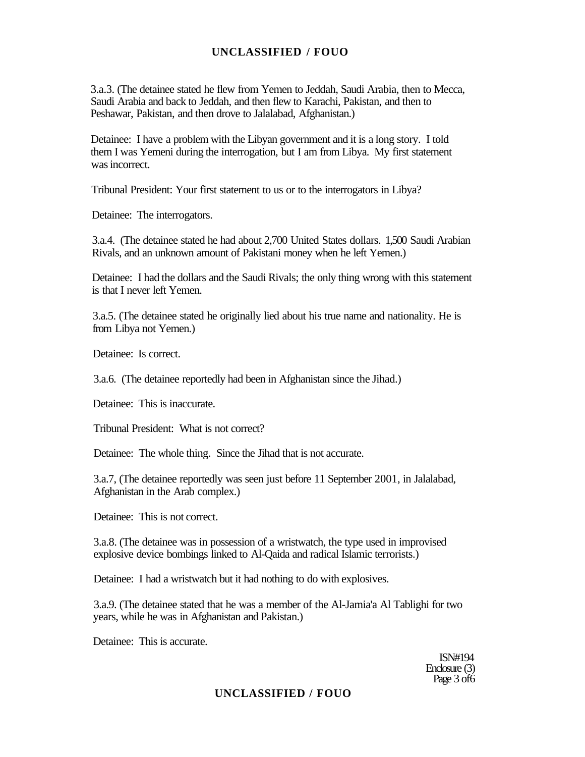3.a.3. (The detainee stated he flew from Yemen to Jeddah, Saudi Arabia, then to Mecca, Saudi Arabia and back to Jeddah, and then flew to Karachi, Pakistan, and then to Peshawar, Pakistan, and then drove to Jalalabad, Afghanistan.)

Detainee: I have a problem with the Libyan government and it is a long story. I told them I was Yemeni during the interrogation, but I am from Libya. My first statement was incorrect.

Tribunal President: Your first statement to us or to the interrogators in Libya?

Detainee: The interrogators.

3.a.4. (The detainee stated he had about 2,700 United States dollars. 1,500 Saudi Arabian Riyals, and an unknown amount of Pakistani money when he left Yemen.)

Detainee: I had the dollars and the Saudi Riyals; the only thing wrong with this statement is that I never left Yemen.

3.a.5. (The detainee stated he originally lied about his true name and nationality. He is from Libya not Yemen.)

Detainee: Is correct.

3.a.6. (The detainee reportedly had been in Afghanistan since the Jihad.)

Detainee: This is inaccurate.

Tribunal President: What is not correct?

Detainee: The whole thing. Since the Jihad that is not accurate.

3.a.7, (The detainee reportedly was seen just before 11 September 2001, in Jalalabad, Afghanistan in the Arab complex.)

Detainee: This is not correct.

3.a.8. (The detainee was in possession of a wristwatch, the type used in improvised explosive device bombings linked to Al-Qaida and radical Islamic terrorists.)

Detainee: I had a wristwatch but it had nothing to do with explosives.

3.a.9. (The detainee stated that he was a member of the Al-Jamia'a Al Tablighi for two years, while he was in Afghanistan and Pakistan.)

Detainee: This is accurate.

ISN#194
Enclosure (3)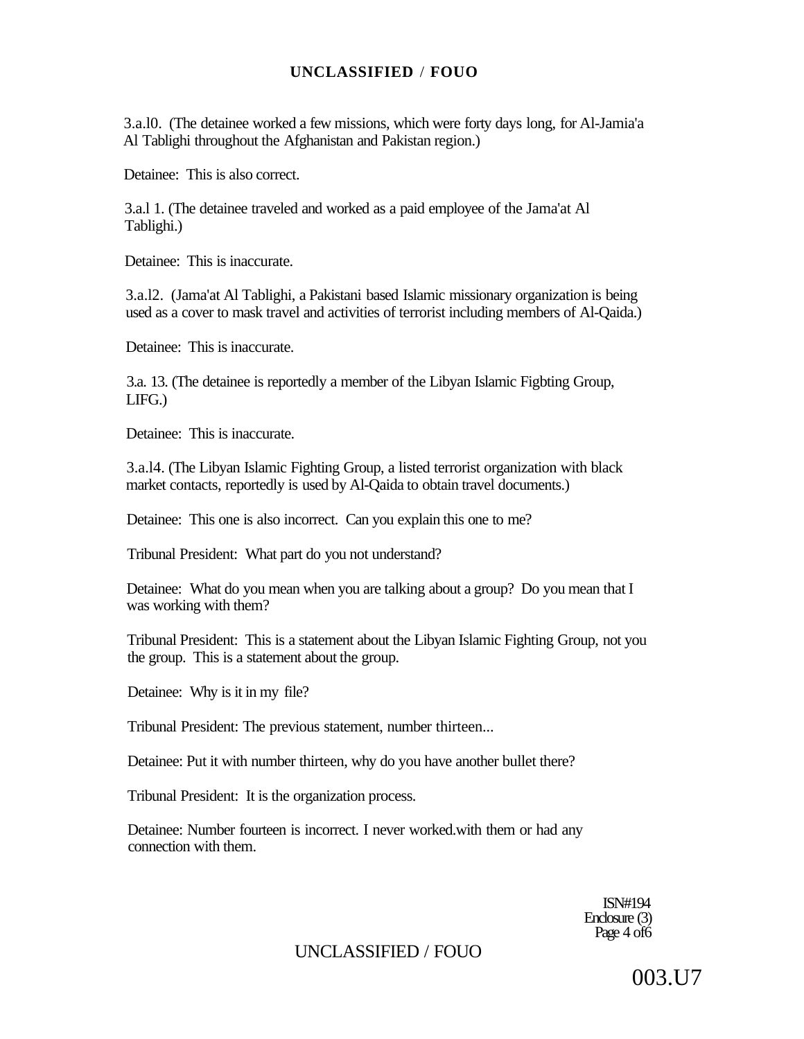3.a.l0. (The detainee worked a few missions, which were forty days long, for Al-Jamia'a Al Tablighi throughout the Afghanistan and Pakistan region.)

Detainee: This is also correct.

3.a.l 1. (The detainee traveled and worked as a paid employee of the Jama'at Al Tablighi.)

Detainee: This is inaccurate.

3.a.l2. (Jama'at Al Tablighi, a Pakistani based Islamic missionary organization is being used as a cover to mask travel and activities of terrorist including members of Al-Qaida.)

Detainee: This is inaccurate.

3.a. 13. (The detainee is reportedly a member of the Libyan Islamic Figbting Group, LIFG.)

Detainee: This is inaccurate.

3.a.l4. (The Libyan Islamic Fighting Group, a listed terrorist organization with black market contacts, reportedly is used by Al-Qaida to obtain travel documents.)

Detainee: This one is also incorrect. Can you explain this one to me?

Tribunal President: What part do you not understand?

Detainee: What do you mean when you are talking about a group? Do you mean that I was working with them?

Tribunal President: This is a statement about the Libyan Islamic Fighting Group, not you the group. This is a statement about the group.

Detainee: Why is it in my file?

Tribunal President: The previous statement, number thirteen...

Detainee: Put it with number thirteen, why do you have another bullet there?

Tribunal President: It is the organization process.

Detainee: Number fourteen is incorrect. I never worked.with them or had any connection with them.

ISN#194
Enclosure (3)

003.U7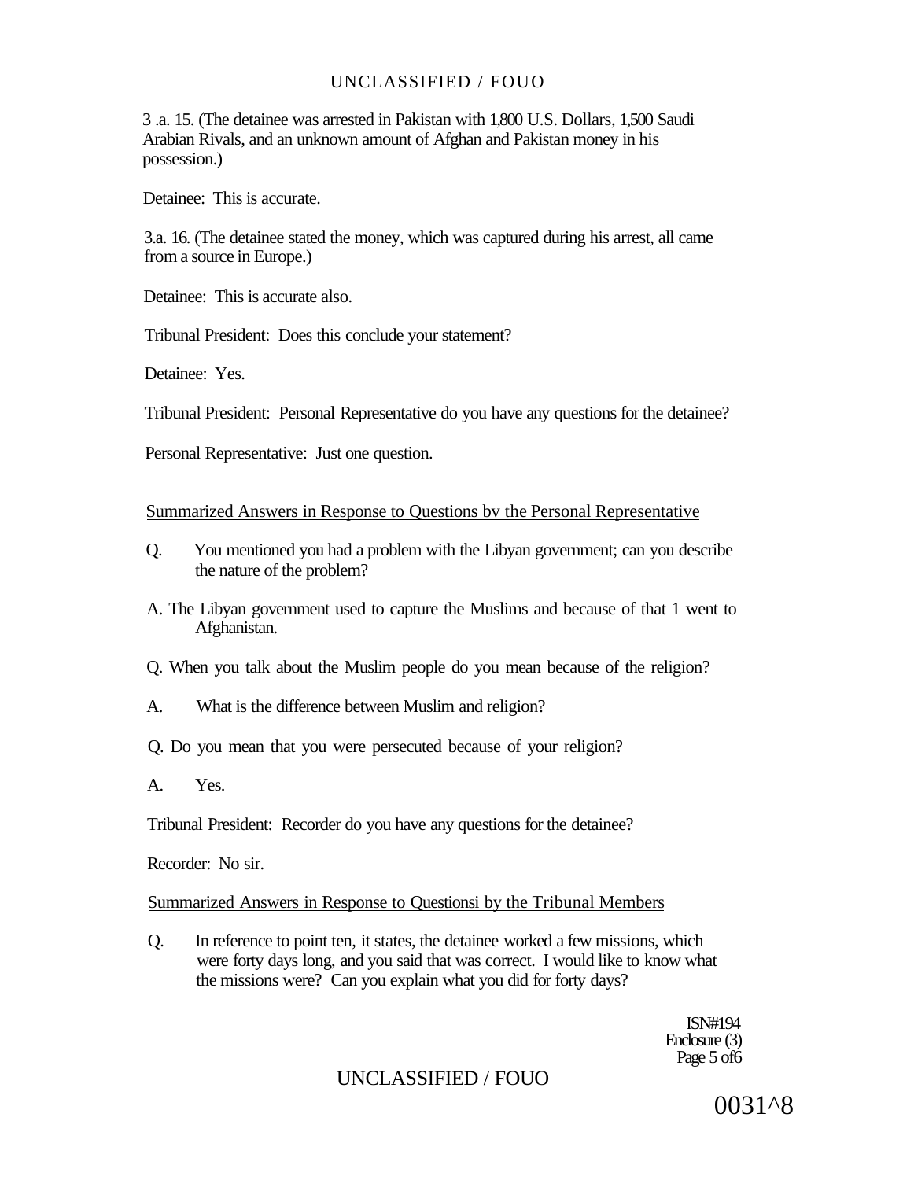3 .a. 15. (The detainee was arrested in Pakistan with 1,800 U.S. Dollars, 1,500 Saudi Arabian Rivals, and an unknown amount of Afghan and Pakistan money in his possession.)

Detainee: This is accurate.

3.a. 16. (The detainee stated the money, which was captured during his arrest, all came from a source in Europe.)

Detainee: This is accurate also.

Tribunal President: Does this conclude your statement?

Detainee: Yes.

Tribunal President: Personal Representative do you have any questions for the detainee?

Personal Representative: Just one question.

Summarized Answers in Response to Questions bv the Personal Representative

Q. You mentioned you had a problem with the Libyan government; can you describe the nature of the problem?

A. The Libyan government used to capture the Muslims and because of that 1 went to Afghanistan.

Q. When you talk about the Muslim people do you mean because of the religion?

A. What is the difference between Muslim and religion?

Q. Do you mean that you were persecuted because of your religion?

A. Yes.

Tribunal President: Recorder do you have any questions for the detainee?

Recorder: No sir.

Summarized Answers in Response to Questionsi by the Tribunal Members

Q. In reference to point ten, it states, the detainee worked a few missions, which were forty days long, and you said that was correct. I would like to know what the missions were? Can you explain what you did for forty days?

ISN#194
Enclosure (3)
Page 5 of6

0031^8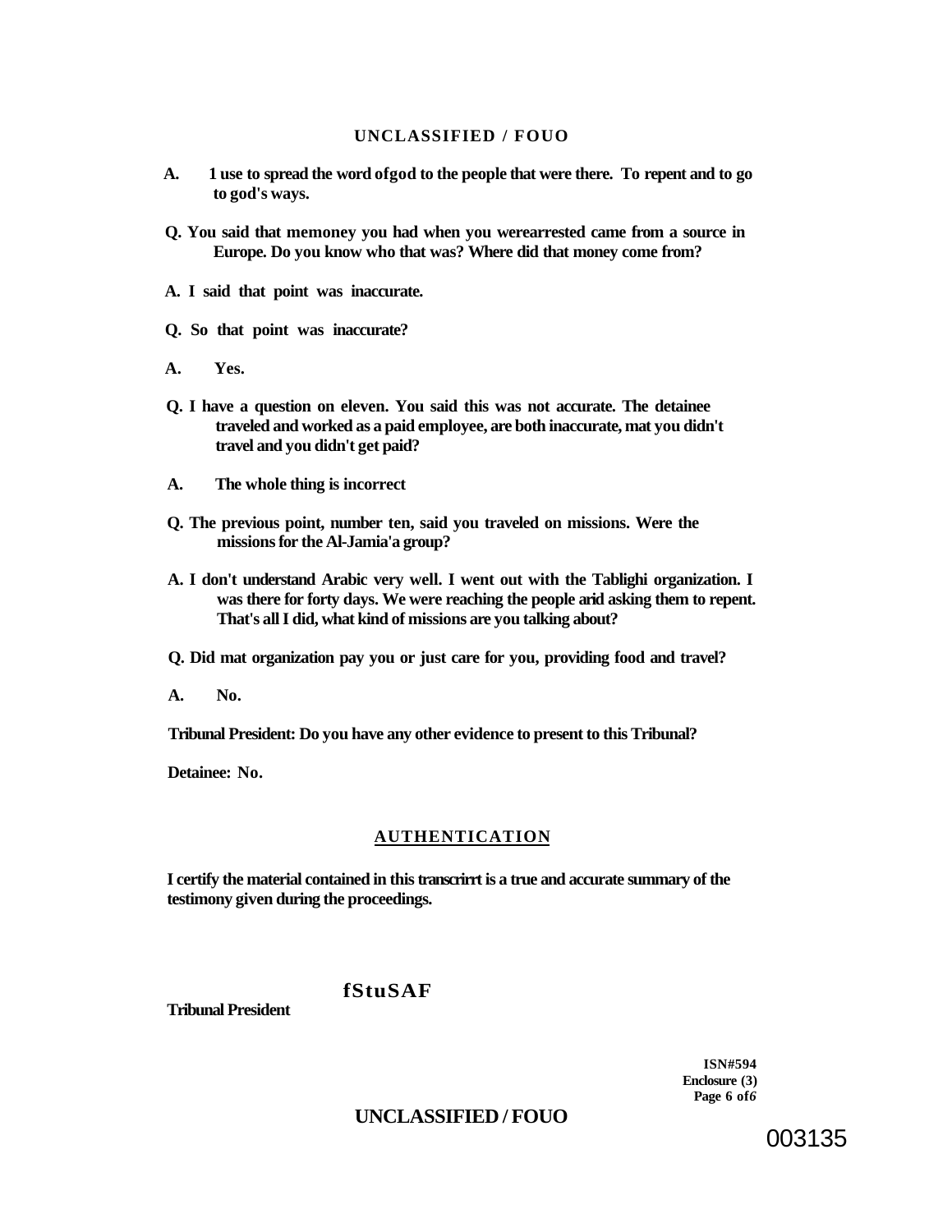**A. 1 use to spread the word ofgod to the people that were there. To repent and to go to god's ways.**

**Q. You said that memoney you had when you werearrested came from a source in Europe. Do you know who that was? Where did that money come from?**

**A. I said that point was inaccurate.**

**Q. So that point was inaccurate?**

**A. Yes.**

**Q. I have a question on eleven. You said this was not accurate. The detainee traveled and worked as a paid employee, are both inaccurate, mat you didn't travel and you didn't get paid?**

**A. The whole thing is incorrect**

**Q. The previous point, number ten, said you traveled on missions. Were the missions for the Al-Jamia'a group?**

**A. I don't understand Arabic very well. I went out with the Tablighi organization. I was there for forty days. We were reaching the people arid asking them to repent. That's all I did, what kind of missions are you talking about?**

**Q. Did mat organization pay you or just care for you, providing food and travel?**

**A. No.**

**Tribunal President: Do you have any other evidence to present to this Tribunal?**

**Detainee: No.**

## AUTHENTICATION

**I certify the material contained in this transcrirrt is a true and accurate summary of the testimony given during the proceedings.**

**fStuSAF**

**Tribunal President**

**ISN#594**
**Enclosure (3)**
**Page 6 of 6**

003135